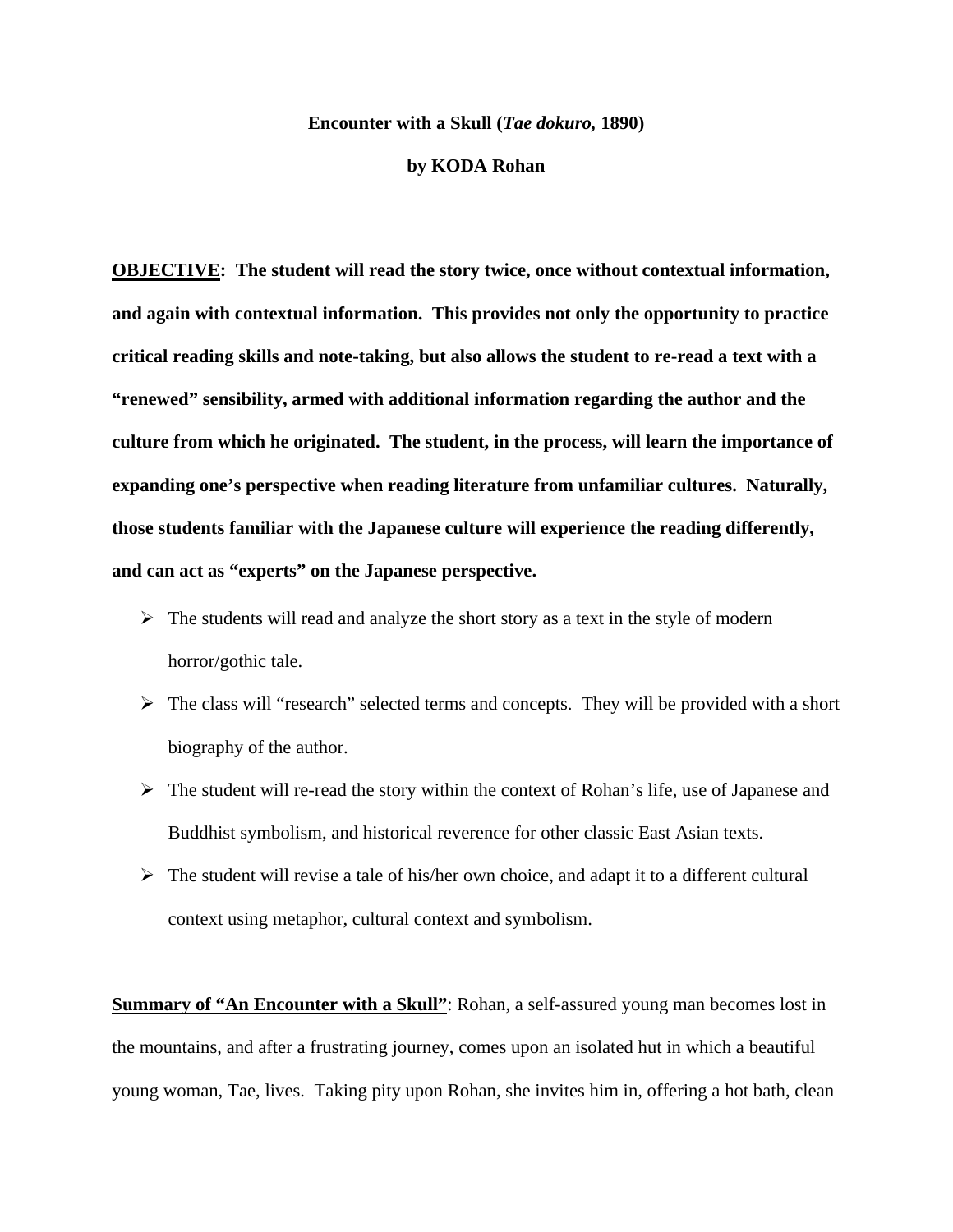**Encounter with a Skull (*Tae dokuro,* 1890)**

**by KODA Rohan**

**<u>OBJECTIVE</u>: The student will read the story twice, once without contextual information, and again with contextual information. This provides not only the opportunity to practice critical reading skills and note-taking, but also allows the student to re-read a text with a "renewed" sensibility, armed with additional information regarding the author and the culture from which he originated. The student, in the process, will learn the importance of expanding one's perspective when reading literature from unfamiliar cultures. Naturally, those students familiar with the Japanese culture will experience the reading differently, and can act as "experts" on the Japanese perspective.**

- The students will read and analyze the short story as a text in the style of modern horror/gothic tale.
- The class will "research" selected terms and concepts. They will be provided with a short biography of the author.
- The student will re-read the story within the context of Rohan's life, use of Japanese and Buddhist symbolism, and historical reverence for other classic East Asian texts.
- The student will revise a tale of his/her own choice, and adapt it to a different cultural context using metaphor, cultural context and symbolism.

**<u>Summary of "An Encounter with a Skull"</u>**: Rohan, a self-assured young man becomes lost in the mountains, and after a frustrating journey, comes upon an isolated hut in which a beautiful young woman, Tae, lives. Taking pity upon Rohan, she invites him in, offering a hot bath, clean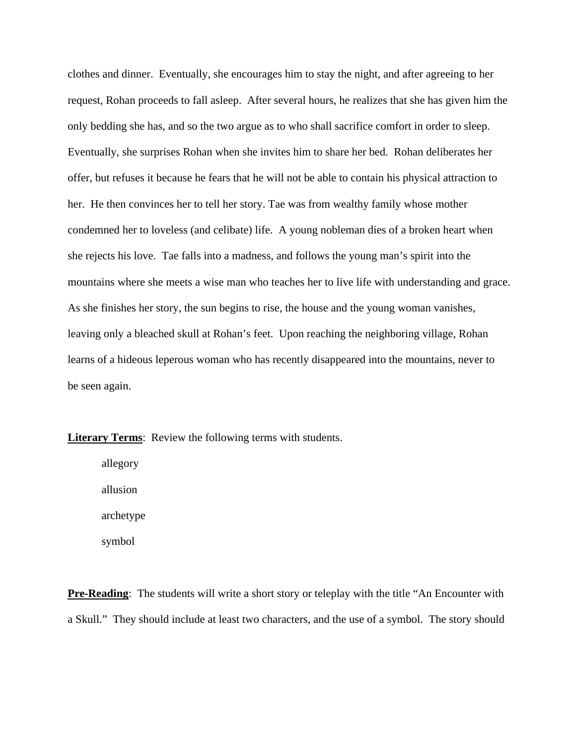clothes and dinner. Eventually, she encourages him to stay the night, and after agreeing to her request, Rohan proceeds to fall asleep. After several hours, he realizes that she has given him the only bedding she has, and so the two argue as to who shall sacrifice comfort in order to sleep. Eventually, she surprises Rohan when she invites him to share her bed. Rohan deliberates her offer, but refuses it because he fears that he will not be able to contain his physical attraction to her. He then convinces her to tell her story. Tae was from wealthy family whose mother condemned her to loveless (and celibate) life. A young nobleman dies of a broken heart when she rejects his love. Tae falls into a madness, and follows the young man's spirit into the mountains where she meets a wise man who teaches her to live life with understanding and grace. As she finishes her story, the sun begins to rise, the house and the young woman vanishes, leaving only a bleached skull at Rohan's feet. Upon reaching the neighboring village, Rohan learns of a hideous leperous woman who has recently disappeared into the mountains, never to be seen again.

**Literary Terms**: Review the following terms with students.

allegory

allusion

archetype

symbol

**Pre-Reading**: The students will write a short story or teleplay with the title "An Encounter with a Skull." They should include at least two characters, and the use of a symbol. The story should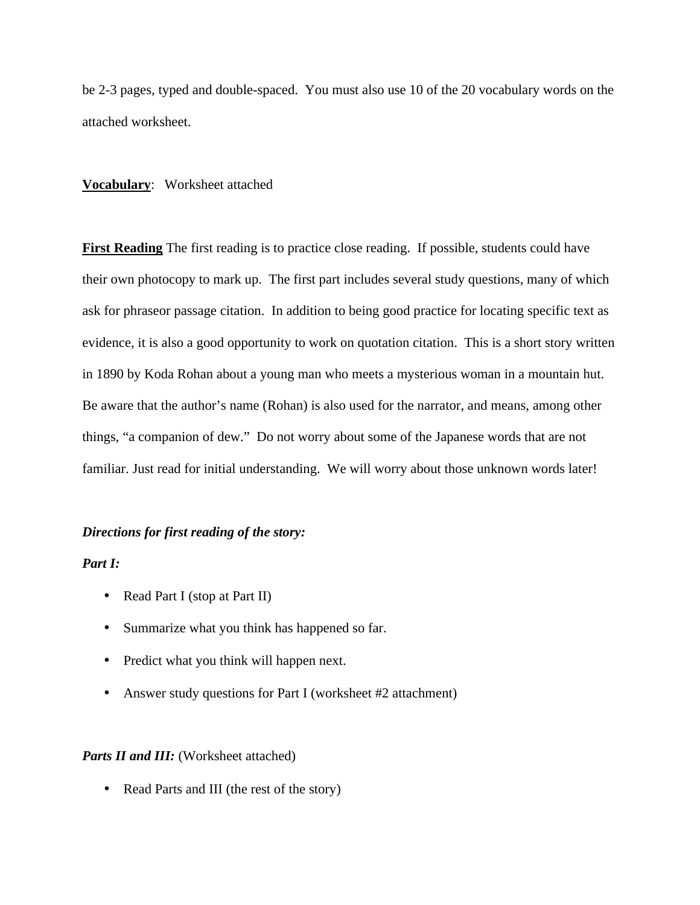be 2-3 pages, typed and double-spaced. You must also use 10 of the 20 vocabulary words on the attached worksheet.

**<u>Vocabulary</u>**: Worksheet attached

**<u>First Reading</u>** The first reading is to practice close reading. If possible, students could have their own photocopy to mark up. The first part includes several study questions, many of which ask for phraseor passage citation. In addition to being good practice for locating specific text as evidence, it is also a good opportunity to work on quotation citation. This is a short story written in 1890 by Koda Rohan about a young man who meets a mysterious woman in a mountain hut. Be aware that the author's name (Rohan) is also used for the narrator, and means, among other things, "a companion of dew." Do not worry about some of the Japanese words that are not familiar. Just read for initial understanding. We will worry about those unknown words later!

***Directions for first reading of the story:***

***Part I:***

- Read Part I (stop at Part II)
- Summarize what you think has happened so far.
- Predict what you think will happen next.
- Answer study questions for Part I (worksheet #2 attachment)

***Parts II and III:*** (Worksheet attached)

- Read Parts and III (the rest of the story)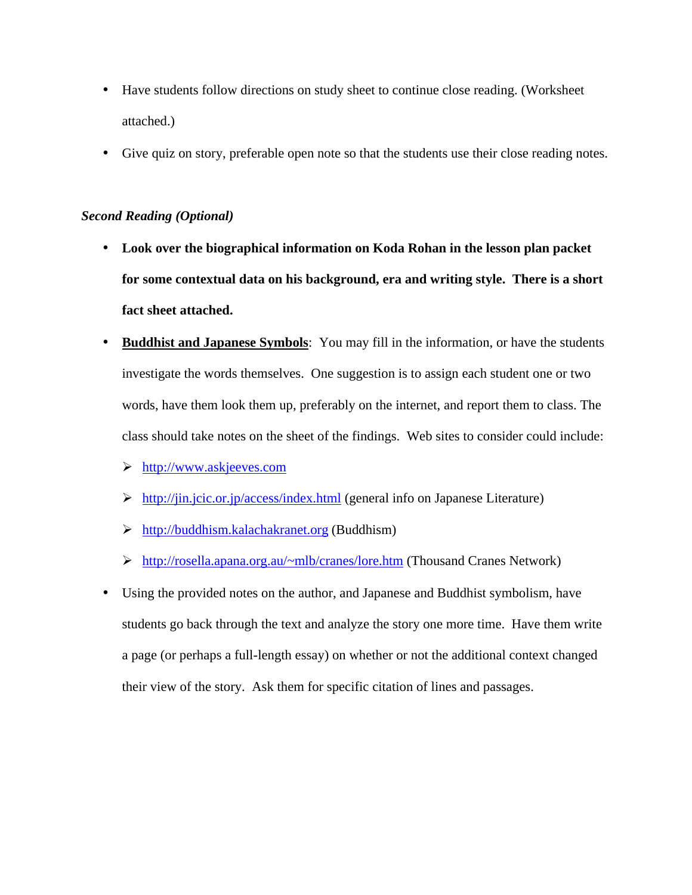- Have students follow directions on study sheet to continue close reading. (Worksheet attached.)
- Give quiz on story, preferable open note so that the students use their close reading notes.

***Second Reading (Optional)***

- **Look over the biographical information on Koda Rohan in the lesson plan packet for some contextual data on his background, era and writing style. There is a short fact sheet attached.**
- **<u>Buddhist and Japanese Symbols</u>**: You may fill in the information, or have the students investigate the words themselves. One suggestion is to assign each student one or two words, have them look them up, preferably on the internet, and report them to class. The class should take notes on the sheet of the findings. Web sites to consider could include:
  - http://www.askjeeves.com
  - http://jin.jcic.or.jp/access/index.html (general info on Japanese Literature)
  - http://buddhism.kalachakranet.org (Buddhism)
  - http://rosella.apana.org.au/~mlb/cranes/lore.htm (Thousand Cranes Network)
- Using the provided notes on the author, and Japanese and Buddhist symbolism, have students go back through the text and analyze the story one more time. Have them write a page (or perhaps a full-length essay) on whether or not the additional context changed their view of the story. Ask them for specific citation of lines and passages.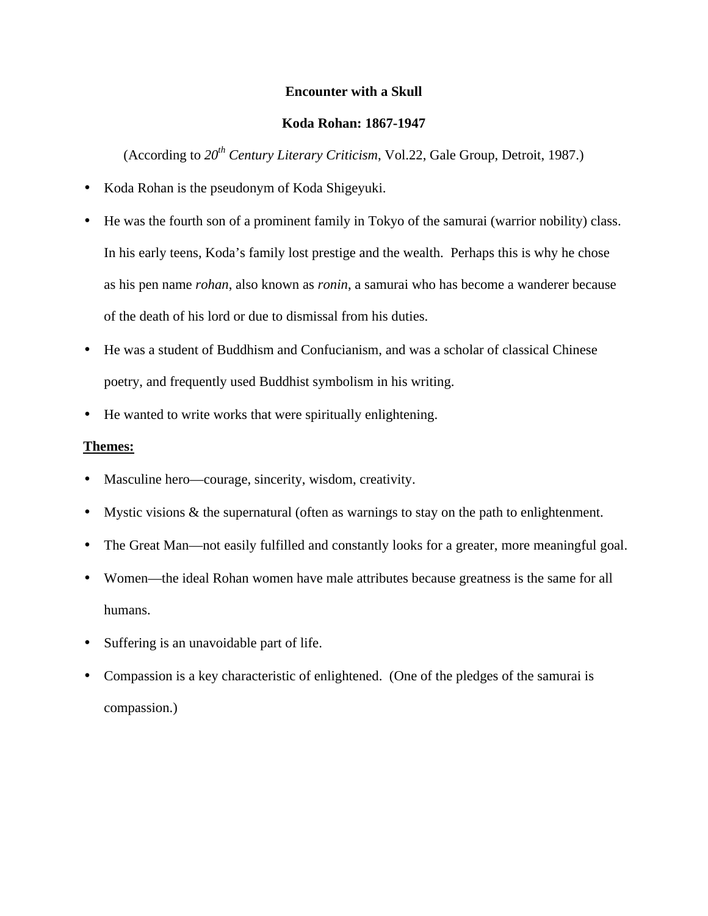**Encounter with a Skull**

**Koda Rohan: 1867-1947**

(According to *20th Century Literary Criticism*, Vol.22, Gale Group, Detroit, 1987.)

- Koda Rohan is the pseudonym of Koda Shigeyuki.
- He was the fourth son of a prominent family in Tokyo of the samurai (warrior nobility) class. In his early teens, Koda's family lost prestige and the wealth. Perhaps this is why he chose as his pen name *rohan*, also known as *ronin*, a samurai who has become a wanderer because of the death of his lord or due to dismissal from his duties.
- He was a student of Buddhism and Confucianism, and was a scholar of classical Chinese poetry, and frequently used Buddhist symbolism in his writing.
- He wanted to write works that were spiritually enlightening.

**Themes:**

- Masculine hero—courage, sincerity, wisdom, creativity.
- Mystic visions & the supernatural (often as warnings to stay on the path to enlightenment.
- The Great Man—not easily fulfilled and constantly looks for a greater, more meaningful goal.
- Women—the ideal Rohan women have male attributes because greatness is the same for all humans.
- Suffering is an unavoidable part of life.
- Compassion is a key characteristic of enlightened. (One of the pledges of the samurai is compassion.)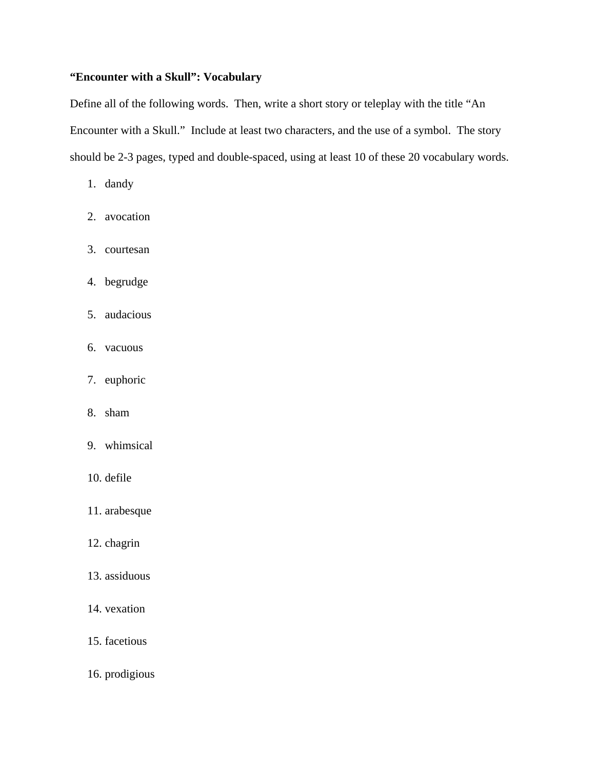**“Encounter with a Skull”: Vocabulary**

Define all of the following words. Then, write a short story or teleplay with the title “An Encounter with a Skull.” Include at least two characters, and the use of a symbol. The story should be 2-3 pages, typed and double-spaced, using at least 10 of these 20 vocabulary words.

1. dandy
2. avocation
3. courtesan
4. begrudge
5. audacious
6. vacuous
7. euphoric
8. sham
9. whimsical
10. defile
11. arabesque
12. chagrin
13. assiduous
14. vexation
15. facetious
16. prodigious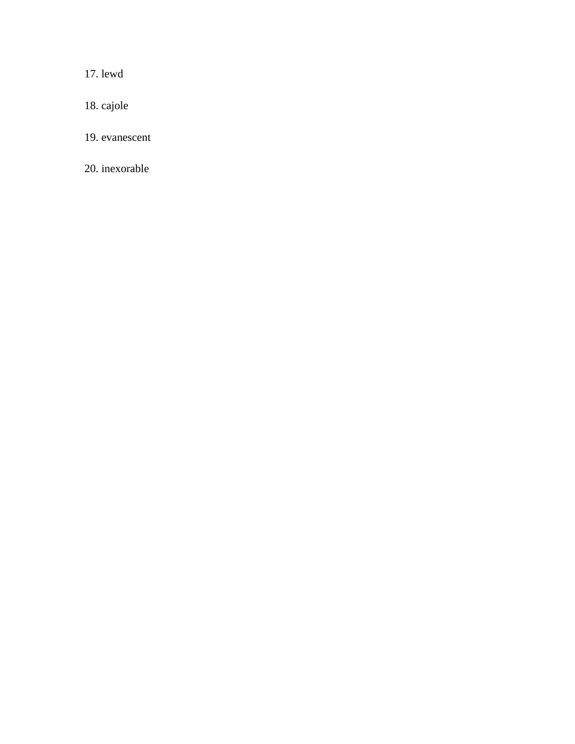17. lewd

18. cajole

19. evanescent

20. inexorable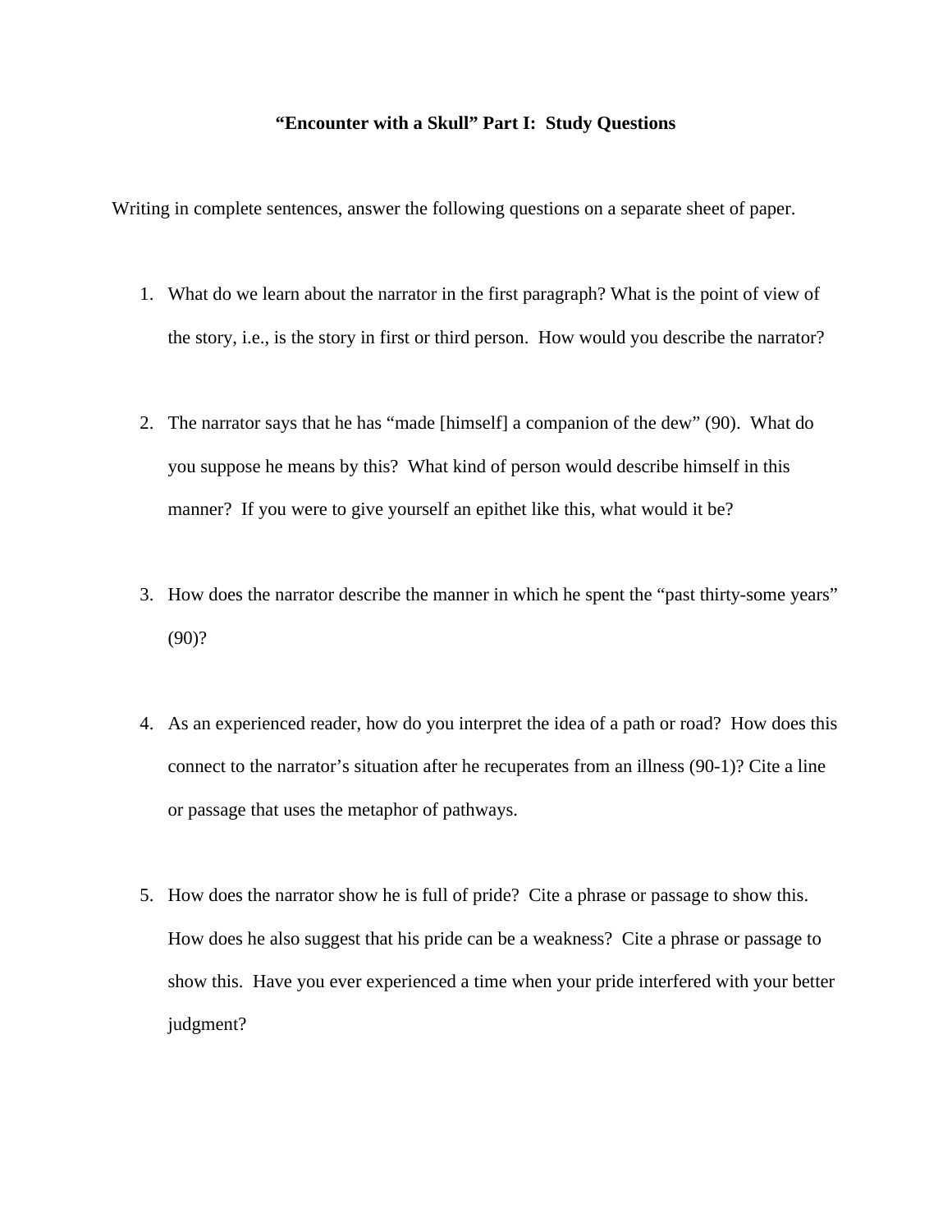**“Encounter with a Skull” Part I: Study Questions**

Writing in complete sentences, answer the following questions on a separate sheet of paper.

1. What do we learn about the narrator in the first paragraph? What is the point of view of the story, i.e., is the story in first or third person. How would you describe the narrator?

2. The narrator says that he has “made [himself] a companion of the dew” (90). What do you suppose he means by this? What kind of person would describe himself in this manner? If you were to give yourself an epithet like this, what would it be?

3. How does the narrator describe the manner in which he spent the “past thirty-some years” (90)?

4. As an experienced reader, how do you interpret the idea of a path or road? How does this connect to the narrator’s situation after he recuperates from an illness (90-1)? Cite a line or passage that uses the metaphor of pathways.

5. How does the narrator show he is full of pride? Cite a phrase or passage to show this. How does he also suggest that his pride can be a weakness? Cite a phrase or passage to show this. Have you ever experienced a time when your pride interfered with your better judgment?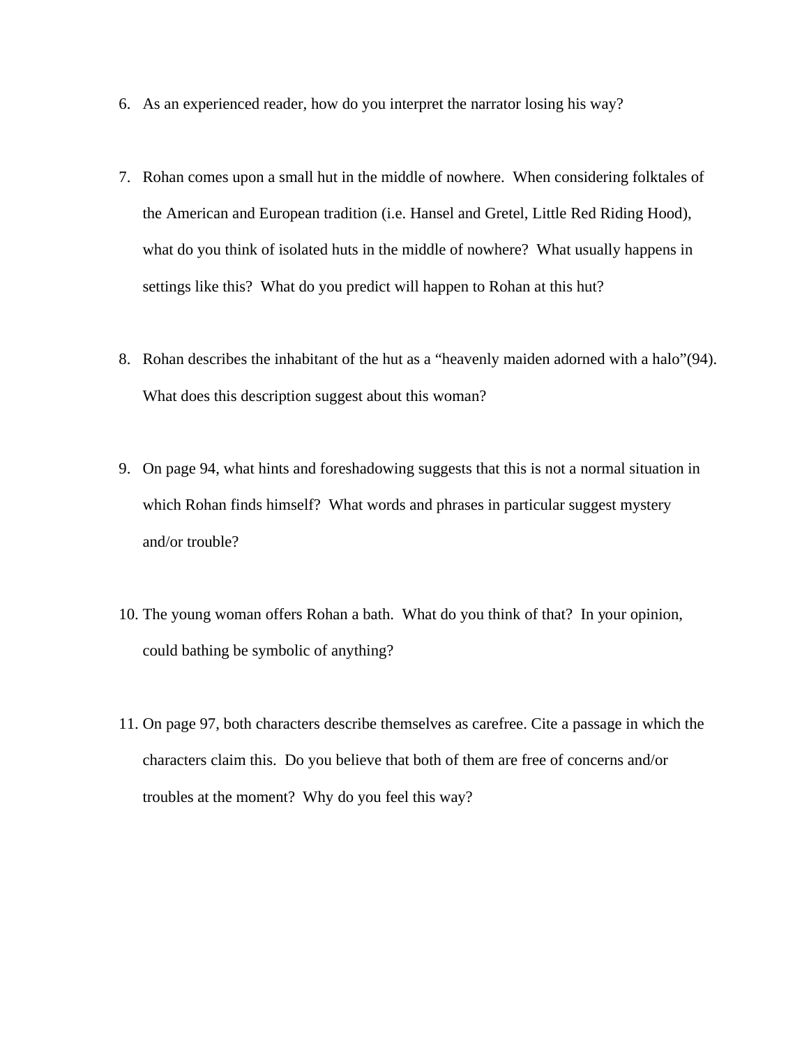6. As an experienced reader, how do you interpret the narrator losing his way?

7. Rohan comes upon a small hut in the middle of nowhere. When considering folktales of the American and European tradition (i.e. Hansel and Gretel, Little Red Riding Hood), what do you think of isolated huts in the middle of nowhere? What usually happens in settings like this? What do you predict will happen to Rohan at this hut?

8. Rohan describes the inhabitant of the hut as a "heavenly maiden adorned with a halo"(94). What does this description suggest about this woman?

9. On page 94, what hints and foreshadowing suggests that this is not a normal situation in which Rohan finds himself? What words and phrases in particular suggest mystery and/or trouble?

10. The young woman offers Rohan a bath. What do you think of that? In your opinion, could bathing be symbolic of anything?

11. On page 97, both characters describe themselves as carefree. Cite a passage in which the characters claim this. Do you believe that both of them are free of concerns and/or troubles at the moment? Why do you feel this way?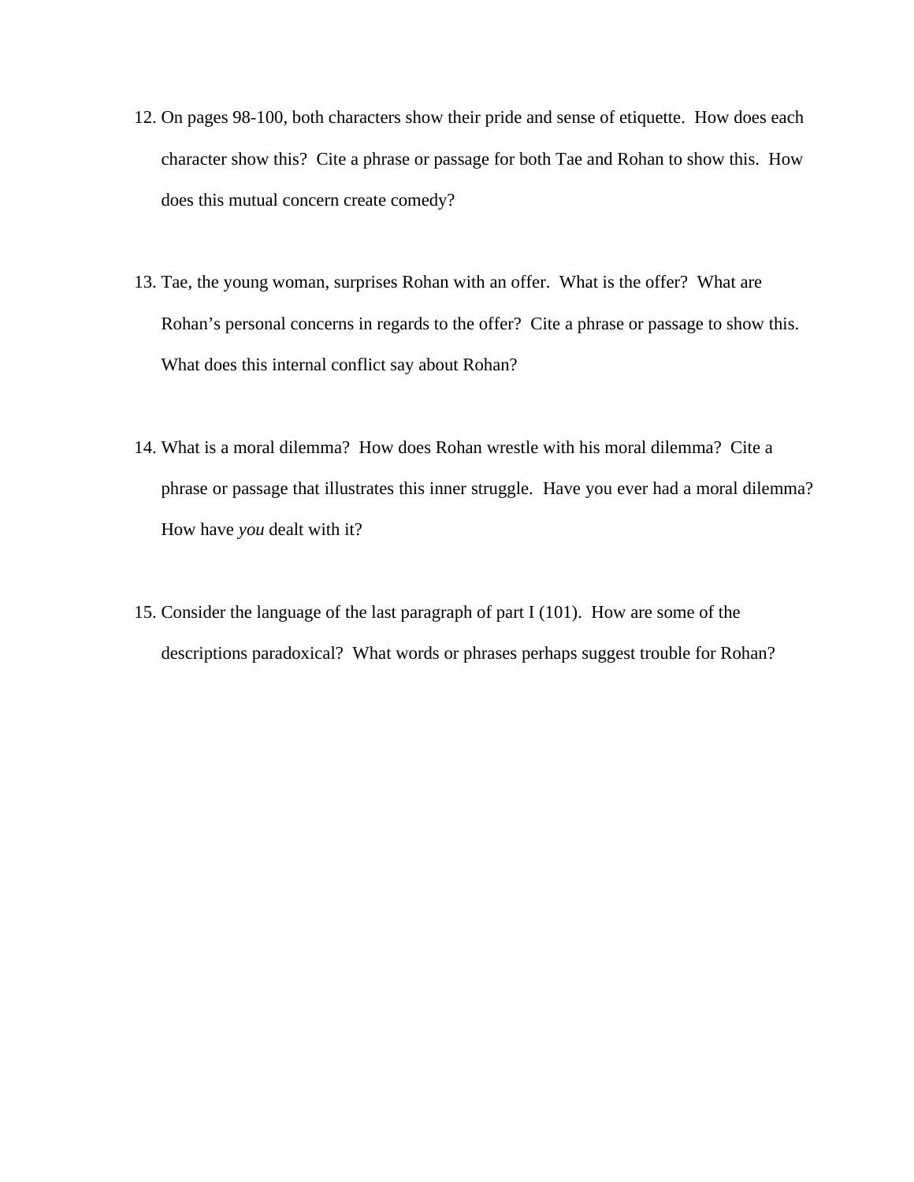12. On pages 98-100, both characters show their pride and sense of etiquette. How does each character show this? Cite a phrase or passage for both Tae and Rohan to show this. How does this mutual concern create comedy?

13. Tae, the young woman, surprises Rohan with an offer. What is the offer? What are Rohan's personal concerns in regards to the offer? Cite a phrase or passage to show this. What does this internal conflict say about Rohan?

14. What is a moral dilemma? How does Rohan wrestle with his moral dilemma? Cite a phrase or passage that illustrates this inner struggle. Have you ever had a moral dilemma? How have *you* dealt with it?

15. Consider the language of the last paragraph of part I (101). How are some of the descriptions paradoxical? What words or phrases perhaps suggest trouble for Rohan?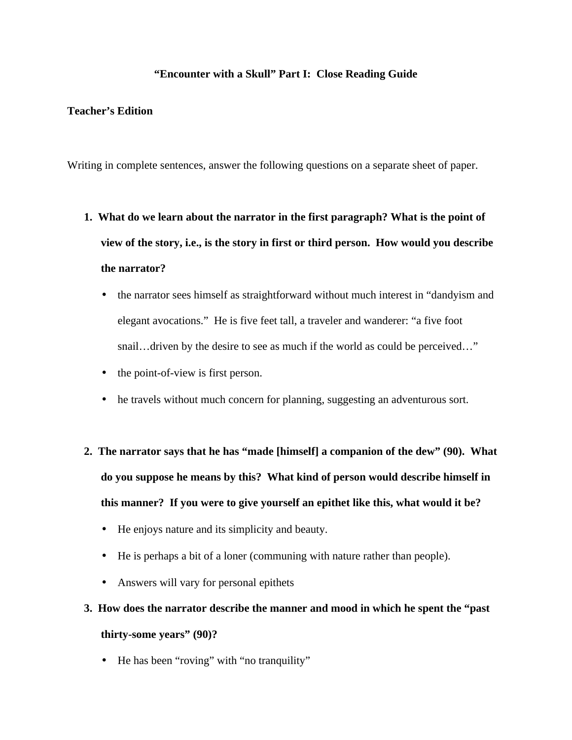**“Encounter with a Skull” Part I: Close Reading Guide**

**Teacher’s Edition**

Writing in complete sentences, answer the following questions on a separate sheet of paper.

1. **What do we learn about the narrator in the first paragraph? What is the point of view of the story, i.e., is the story in first or third person. How would you describe the narrator?**
   - the narrator sees himself as straightforward without much interest in “dandyism and elegant avocations.” He is five feet tall, a traveler and wanderer: “a five foot snail…driven by the desire to see as much if the world as could be perceived…”
   - the point-of-view is first person.
   - he travels without much concern for planning, suggesting an adventurous sort.

2. **The narrator says that he has “made [himself] a companion of the dew” (90). What do you suppose he means by this? What kind of person would describe himself in this manner? If you were to give yourself an epithet like this, what would it be?**
   - He enjoys nature and its simplicity and beauty.
   - He is perhaps a bit of a loner (communing with nature rather than people).
   - Answers will vary for personal epithets

3. **How does the narrator describe the manner and mood in which he spent the “past thirty-some years” (90)?**
   - He has been “roving” with “no tranquility”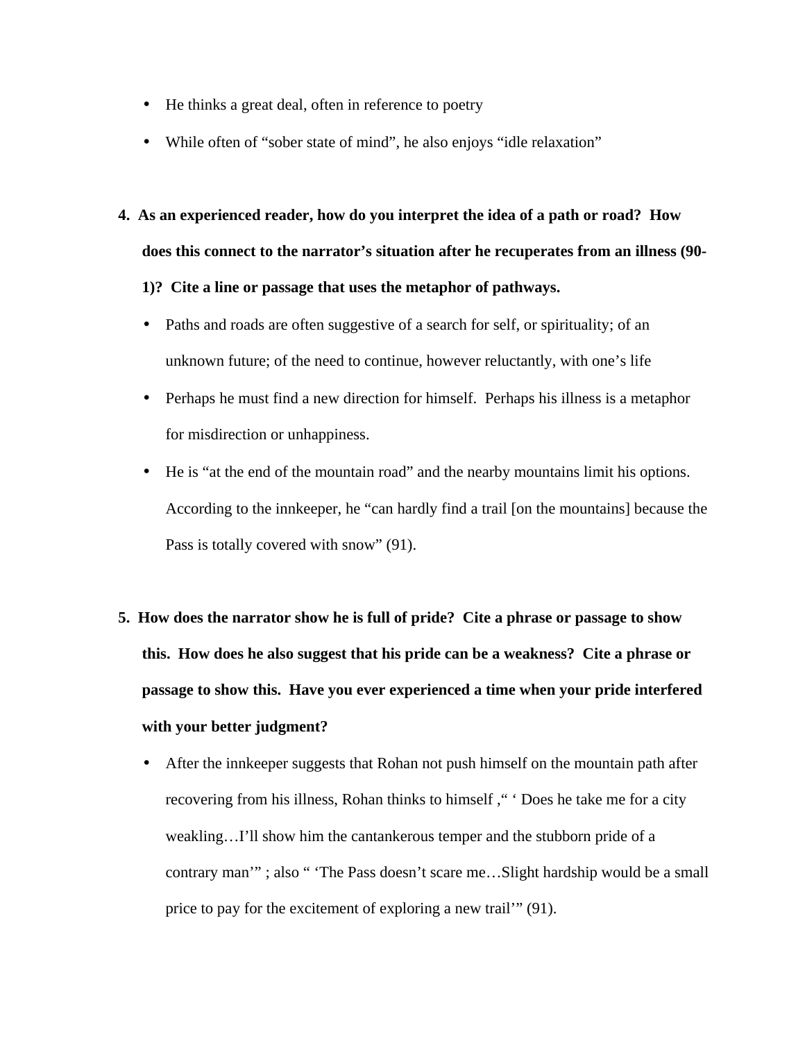- He thinks a great deal, often in reference to poetry
- While often of “sober state of mind”, he also enjoys “idle relaxation”

**4. As an experienced reader, how do you interpret the idea of a path or road? How does this connect to the narrator’s situation after he recuperates from an illness (90-1)? Cite a line or passage that uses the metaphor of pathways.**

- Paths and roads are often suggestive of a search for self, or spirituality; of an unknown future; of the need to continue, however reluctantly, with one’s life
- Perhaps he must find a new direction for himself. Perhaps his illness is a metaphor for misdirection or unhappiness.
- He is “at the end of the mountain road” and the nearby mountains limit his options. According to the innkeeper, he “can hardly find a trail [on the mountains] because the Pass is totally covered with snow” (91).

**5. How does the narrator show he is full of pride? Cite a phrase or passage to show this. How does he also suggest that his pride can be a weakness? Cite a phrase or passage to show this. Have you ever experienced a time when your pride interfered with your better judgment?**

- After the innkeeper suggests that Rohan not push himself on the mountain path after recovering from his illness, Rohan thinks to himself ,“ ‘ Does he take me for a city weakling…I’ll show him the cantankerous temper and the stubborn pride of a contrary man’” ; also “ ‘The Pass doesn’t scare me…Slight hardship would be a small price to pay for the excitement of exploring a new trail’” (91).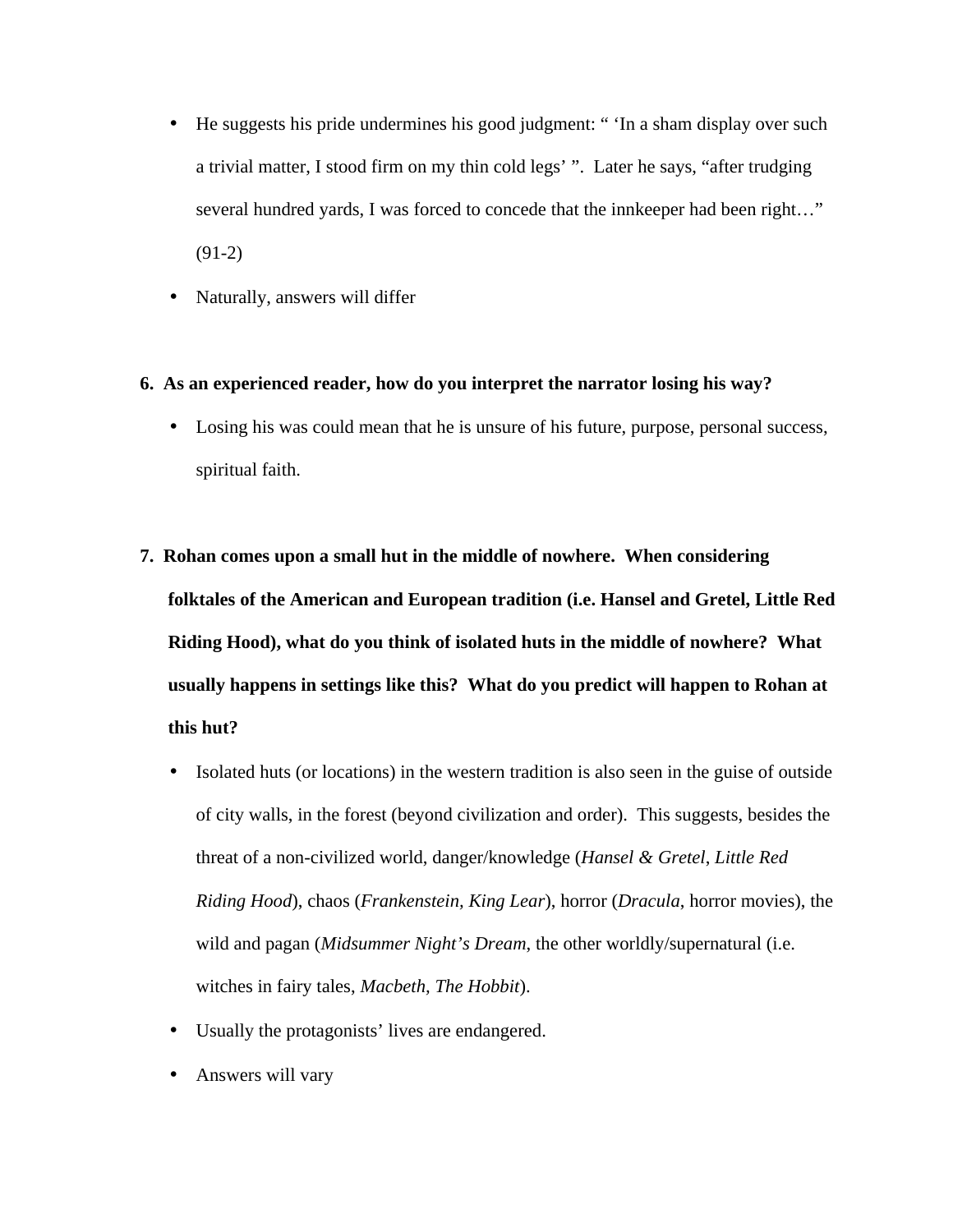- He suggests his pride undermines his good judgment: " 'In a sham display over such a trivial matter, I stood firm on my thin cold legs' ". Later he says, "after trudging several hundred yards, I was forced to concede that the innkeeper had been right…" (91-2)
- Naturally, answers will differ

**6. As an experienced reader, how do you interpret the narrator losing his way?**

- Losing his was could mean that he is unsure of his future, purpose, personal success, spiritual faith.

**7. Rohan comes upon a small hut in the middle of nowhere. When considering folktales of the American and European tradition (i.e. Hansel and Gretel, Little Red Riding Hood), what do you think of isolated huts in the middle of nowhere? What usually happens in settings like this? What do you predict will happen to Rohan at this hut?**

- Isolated huts (or locations) in the western tradition is also seen in the guise of outside of city walls, in the forest (beyond civilization and order). This suggests, besides the threat of a non-civilized world, danger/knowledge (*Hansel & Gretel*, *Little Red Riding Hood*), chaos (*Frankenstein, King Lear*), horror (*Dracula*, horror movies), the wild and pagan (*Midsummer Night's Dream*, the other worldly/supernatural (i.e. witches in fairy tales, *Macbeth, The Hobbit*).
- Usually the protagonists' lives are endangered.
- Answers will vary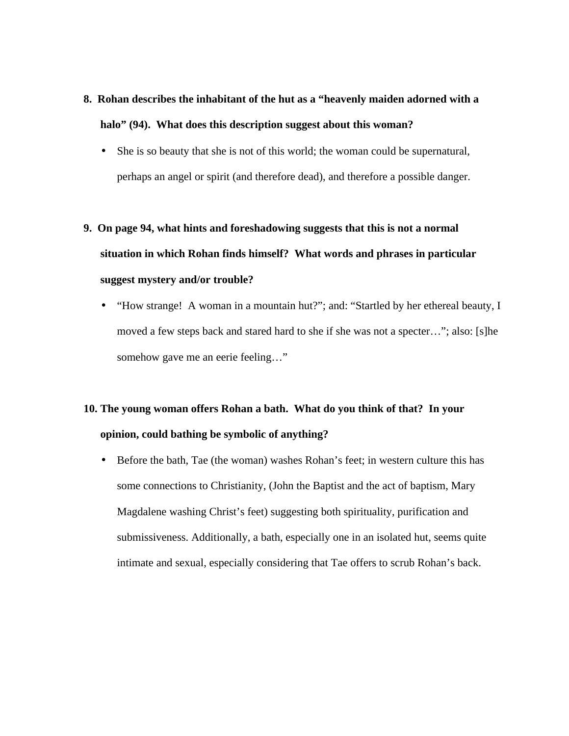**8. Rohan describes the inhabitant of the hut as a "heavenly maiden adorned with a halo" (94). What does this description suggest about this woman?**

- She is so beauty that she is not of this world; the woman could be supernatural, perhaps an angel or spirit (and therefore dead), and therefore a possible danger.

**9. On page 94, what hints and foreshadowing suggests that this is not a normal situation in which Rohan finds himself? What words and phrases in particular suggest mystery and/or trouble?**

- "How strange! A woman in a mountain hut?"; and: "Startled by her ethereal beauty, I moved a few steps back and stared hard to she if she was not a specter…"; also: [s]he somehow gave me an eerie feeling…"

**10. The young woman offers Rohan a bath. What do you think of that? In your opinion, could bathing be symbolic of anything?**

- Before the bath, Tae (the woman) washes Rohan's feet; in western culture this has some connections to Christianity, (John the Baptist and the act of baptism, Mary Magdalene washing Christ's feet) suggesting both spirituality, purification and submissiveness. Additionally, a bath, especially one in an isolated hut, seems quite intimate and sexual, especially considering that Tae offers to scrub Rohan's back.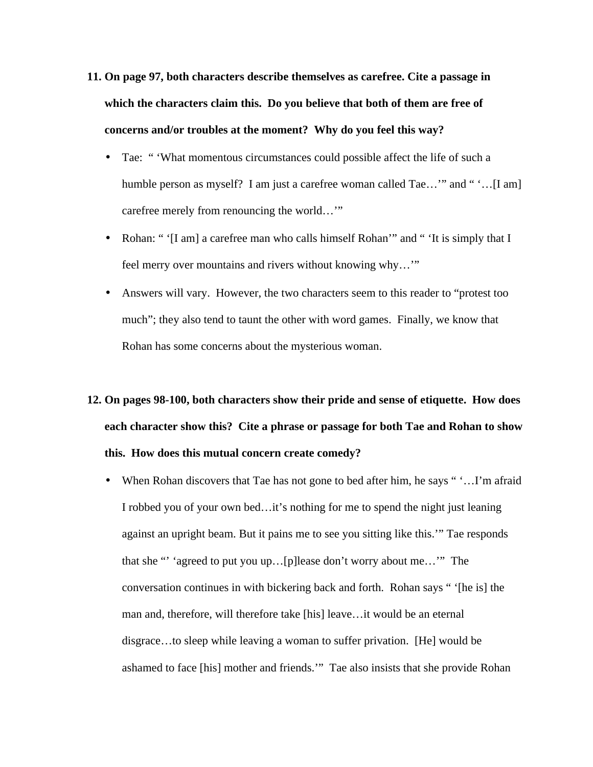11. **On page 97, both characters describe themselves as carefree. Cite a passage in which the characters claim this. Do you believe that both of them are free of concerns and/or troubles at the moment? Why do you feel this way?**
    - Tae: " 'What momentous circumstances could possible affect the life of such a humble person as myself? I am just a carefree woman called Tae…' " and " '…[I am] carefree merely from renouncing the world…' "
    - Rohan: " '[I am] a carefree man who calls himself Rohan' " and " 'It is simply that I feel merry over mountains and rivers without knowing why…' "
    - Answers will vary. However, the two characters seem to this reader to "protest too much"; they also tend to taunt the other with word games. Finally, we know that Rohan has some concerns about the mysterious woman.

12. **On pages 98-100, both characters show their pride and sense of etiquette. How does each character show this? Cite a phrase or passage for both Tae and Rohan to show this. How does this mutual concern create comedy?**
    - When Rohan discovers that Tae has not gone to bed after him, he says " '…I'm afraid I robbed you of your own bed…it's nothing for me to spend the night just leaning against an upright beam. But it pains me to see you sitting like this.' " Tae responds that she "' 'agreed to put you up…[p]lease don't worry about me…' " The conversation continues in with bickering back and forth. Rohan says " '[he is] the man and, therefore, will therefore take [his] leave…it would be an eternal disgrace…to sleep while leaving a woman to suffer privation. [He] would be ashamed to face [his] mother and friends.' " Tae also insists that she provide Rohan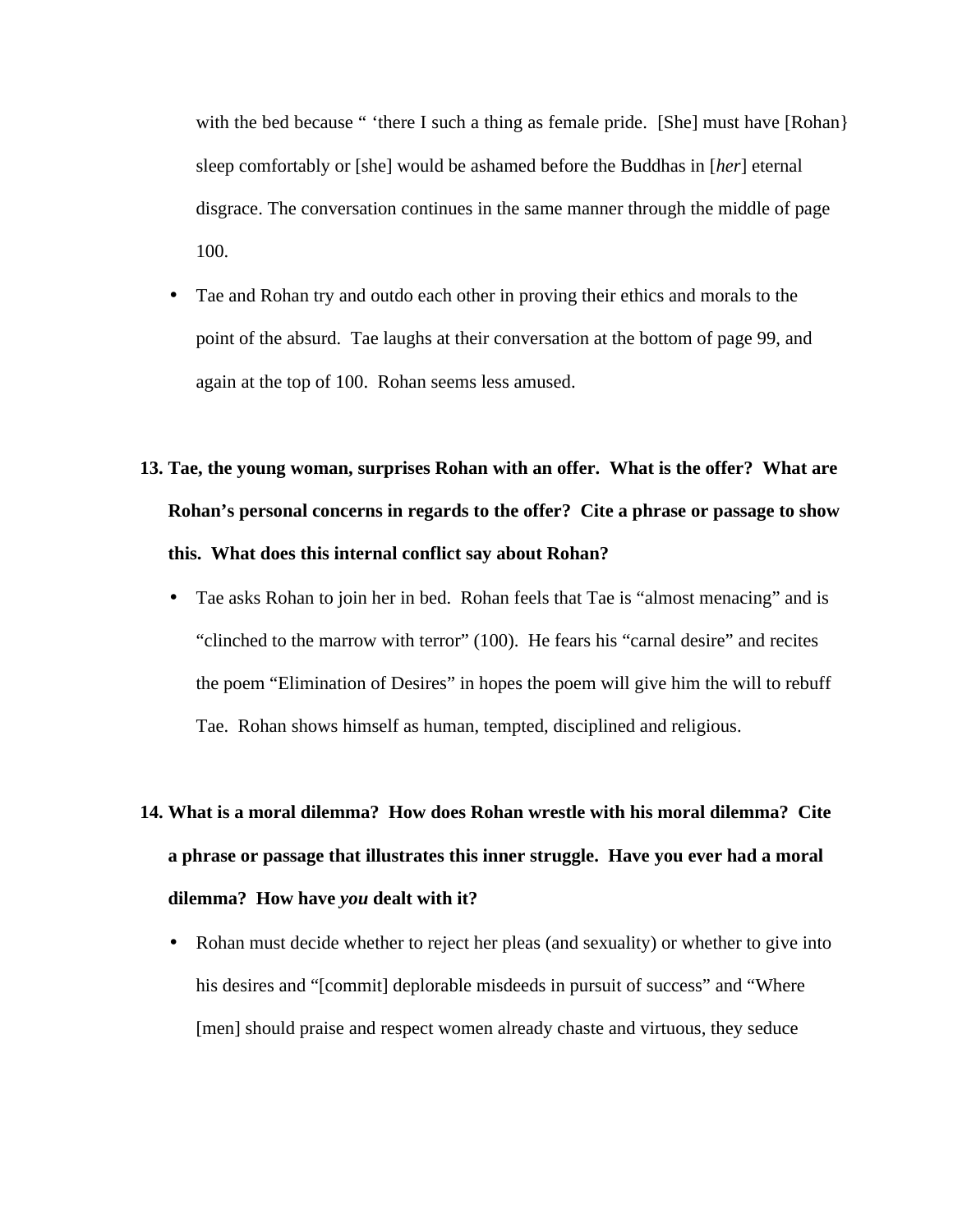with the bed because " 'there I such a thing as female pride. [She] must have [Rohan} sleep comfortably or [she] would be ashamed before the Buddhas in [*her*] eternal disgrace. The conversation continues in the same manner through the middle of page 100.

- Tae and Rohan try and outdo each other in proving their ethics and morals to the point of the absurd. Tae laughs at their conversation at the bottom of page 99, and again at the top of 100. Rohan seems less amused.

**13. Tae, the young woman, surprises Rohan with an offer. What is the offer? What are Rohan's personal concerns in regards to the offer? Cite a phrase or passage to show this. What does this internal conflict say about Rohan?**

- Tae asks Rohan to join her in bed. Rohan feels that Tae is "almost menacing" and is "clinched to the marrow with terror" (100). He fears his "carnal desire" and recites the poem "Elimination of Desires" in hopes the poem will give him the will to rebuff Tae. Rohan shows himself as human, tempted, disciplined and religious.

**14. What is a moral dilemma? How does Rohan wrestle with his moral dilemma? Cite a phrase or passage that illustrates this inner struggle. Have you ever had a moral dilemma? How have *you* dealt with it?**

- Rohan must decide whether to reject her pleas (and sexuality) or whether to give into his desires and "[commit] deplorable misdeeds in pursuit of success" and "Where [men] should praise and respect women already chaste and virtuous, they seduce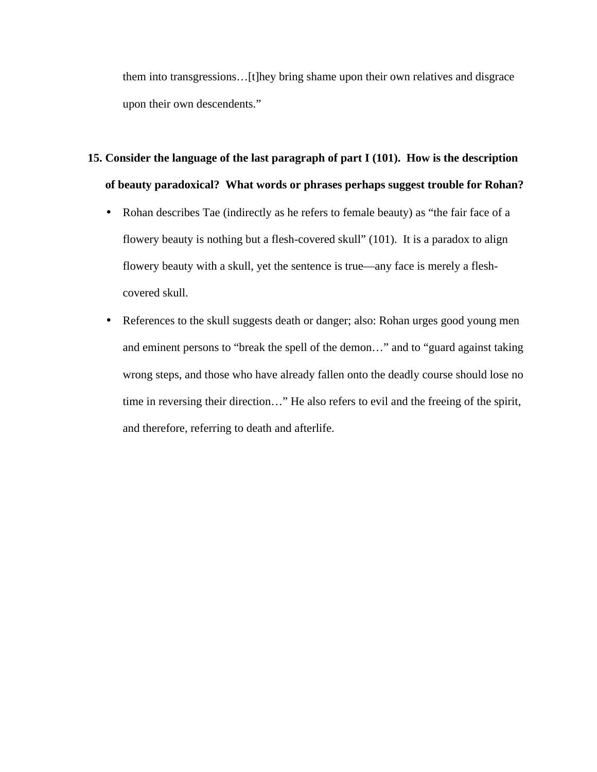them into transgressions…[t]hey bring shame upon their own relatives and disgrace upon their own descendents."

**15. Consider the language of the last paragraph of part I (101). How is the description of beauty paradoxical? What words or phrases perhaps suggest trouble for Rohan?**

- Rohan describes Tae (indirectly as he refers to female beauty) as "the fair face of a flowery beauty is nothing but a flesh-covered skull" (101). It is a paradox to align flowery beauty with a skull, yet the sentence is true—any face is merely a flesh-covered skull.
- References to the skull suggests death or danger; also: Rohan urges good young men and eminent persons to "break the spell of the demon…" and to "guard against taking wrong steps, and those who have already fallen onto the deadly course should lose no time in reversing their direction…" He also refers to evil and the freeing of the spirit, and therefore, referring to death and afterlife.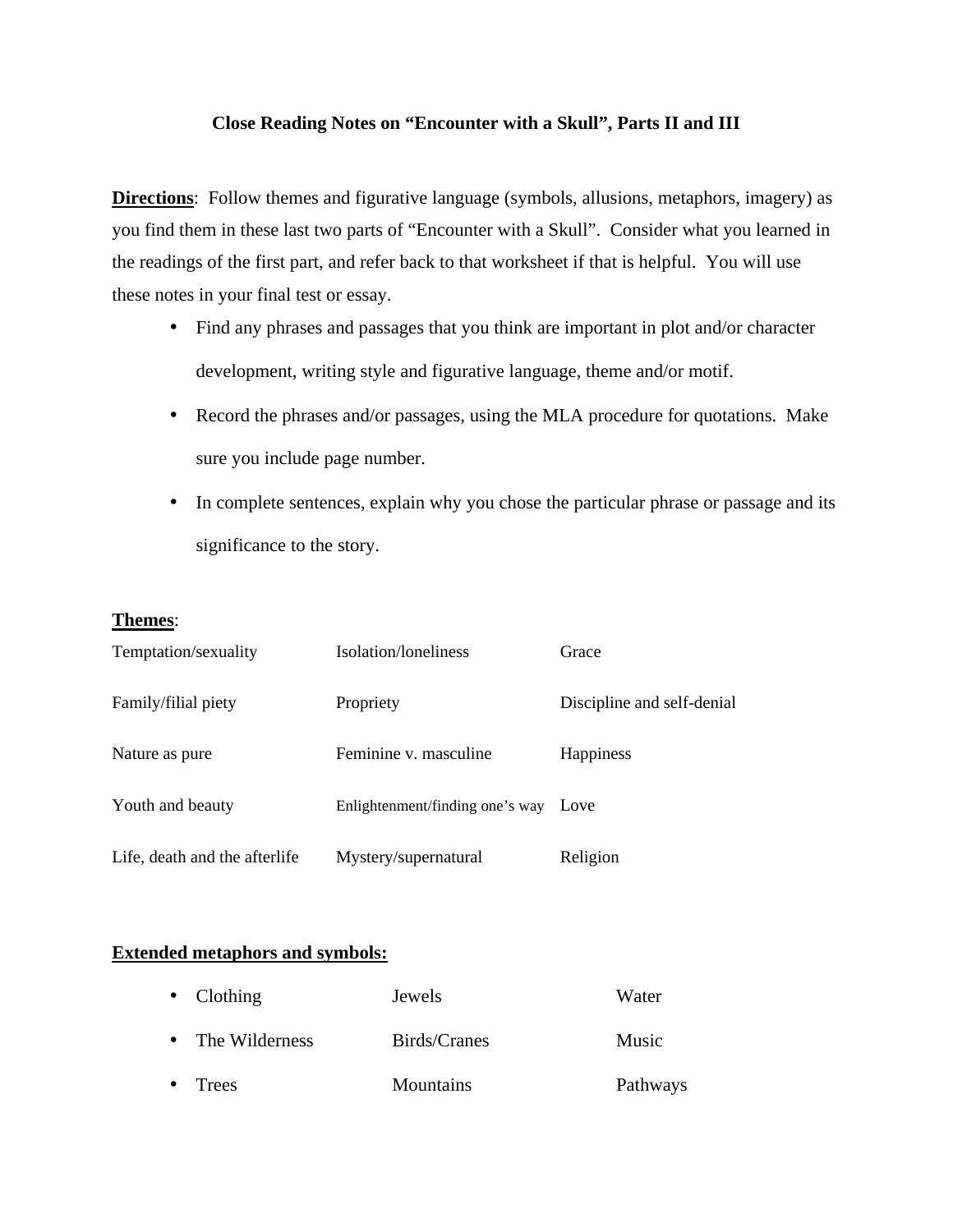## Close Reading Notes on "Encounter with a Skull", Parts II and III

**Directions**: Follow themes and figurative language (symbols, allusions, metaphors, imagery) as you find them in these last two parts of "Encounter with a Skull". Consider what you learned in the readings of the first part, and refer back to that worksheet if that is helpful. You will use these notes in your final test or essay.

- Find any phrases and passages that you think are important in plot and/or character development, writing style and figurative language, theme and/or motif.
- Record the phrases and/or passages, using the MLA procedure for quotations. Make sure you include page number.
- In complete sentences, explain why you chose the particular phrase or passage and its significance to the story.

**Themes**:

| | | |
|---|---|---|
| Temptation/sexuality | Isolation/loneliness | Grace |
| Family/filial piety | Propriety | Discipline and self-denial |
| Nature as pure | Feminine v. masculine | Happiness |
| Youth and beauty | Enlightenment/finding one's way | Love |
| Life, death and the afterlife | Mystery/supernatural | Religion |

**Extended metaphors and symbols:**

| | | |
|---|---|---|
| • Clothing | Jewels | Water |
| • The Wilderness | Birds/Cranes | Music |
| • Trees | Mountains | Pathways |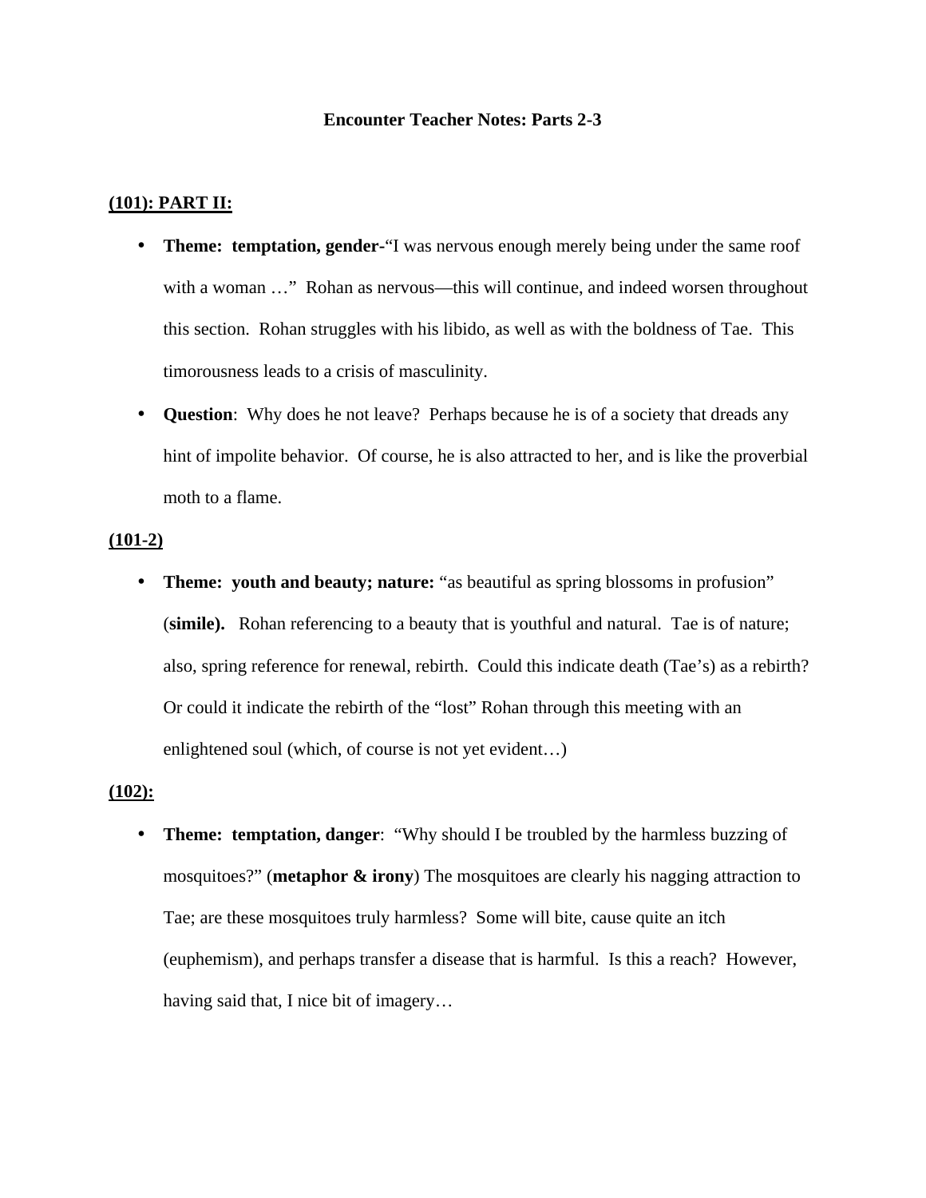# Encounter Teacher Notes: Parts 2-3

**(101): PART II:**

- **Theme: temptation, gender-**"I was nervous enough merely being under the same roof with a woman …" Rohan as nervous—this will continue, and indeed worsen throughout this section. Rohan struggles with his libido, as well as with the boldness of Tae. This timorousness leads to a crisis of masculinity.
- **Question**: Why does he not leave? Perhaps because he is of a society that dreads any hint of impolite behavior. Of course, he is also attracted to her, and is like the proverbial moth to a flame.

**(101-2)**

- **Theme: youth and beauty; nature:** "as beautiful as spring blossoms in profusion" (**simile).** Rohan referencing to a beauty that is youthful and natural. Tae is of nature; also, spring reference for renewal, rebirth. Could this indicate death (Tae's) as a rebirth? Or could it indicate the rebirth of the "lost" Rohan through this meeting with an enlightened soul (which, of course is not yet evident…)

**(102):**

- **Theme: temptation, danger**: "Why should I be troubled by the harmless buzzing of mosquitoes?" (**metaphor & irony**) The mosquitoes are clearly his nagging attraction to Tae; are these mosquitoes truly harmless? Some will bite, cause quite an itch (euphemism), and perhaps transfer a disease that is harmful. Is this a reach? However, having said that, I nice bit of imagery…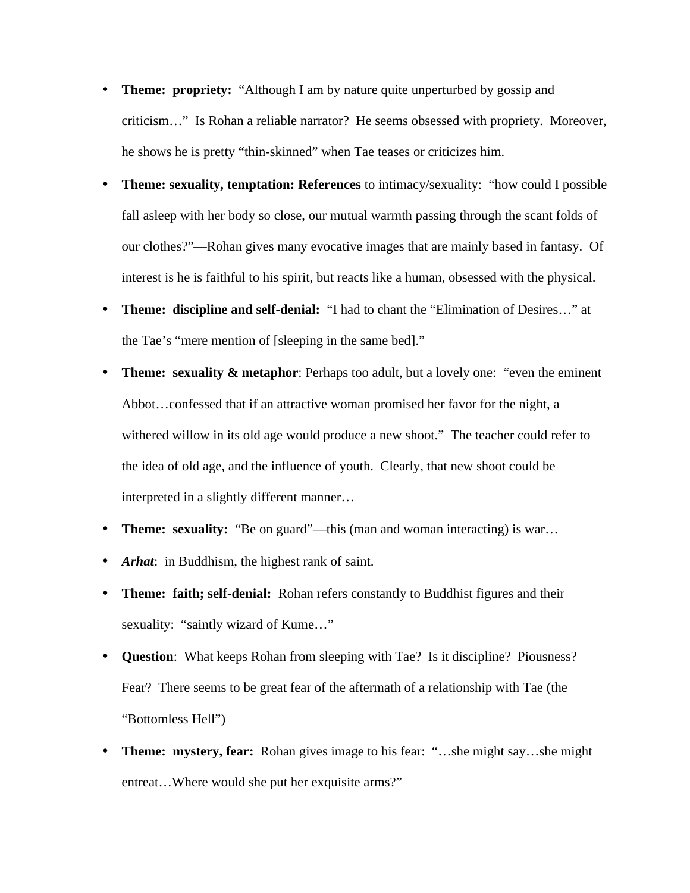- **Theme: propriety:** "Although I am by nature quite unperturbed by gossip and criticism…" Is Rohan a reliable narrator? He seems obsessed with propriety. Moreover, he shows he is pretty "thin-skinned" when Tae teases or criticizes him.
- **Theme: sexuality, temptation: References** to intimacy/sexuality: "how could I possible fall asleep with her body so close, our mutual warmth passing through the scant folds of our clothes?"—Rohan gives many evocative images that are mainly based in fantasy. Of interest is he is faithful to his spirit, but reacts like a human, obsessed with the physical.
- **Theme: discipline and self-denial:** "I had to chant the "Elimination of Desires…" at the Tae's "mere mention of [sleeping in the same bed]."
- **Theme: sexuality & metaphor**: Perhaps too adult, but a lovely one: "even the eminent Abbot…confessed that if an attractive woman promised her favor for the night, a withered willow in its old age would produce a new shoot." The teacher could refer to the idea of old age, and the influence of youth. Clearly, that new shoot could be interpreted in a slightly different manner…
- **Theme: sexuality:** "Be on guard"—this (man and woman interacting) is war…
- ***Arhat***: in Buddhism, the highest rank of saint.
- **Theme: faith; self-denial:** Rohan refers constantly to Buddhist figures and their sexuality: "saintly wizard of Kume…"
- **Question**: What keeps Rohan from sleeping with Tae? Is it discipline? Piousness? Fear? There seems to be great fear of the aftermath of a relationship with Tae (the "Bottomless Hell")
- **Theme: mystery, fear:** Rohan gives image to his fear: "…she might say…she might entreat…Where would she put her exquisite arms?"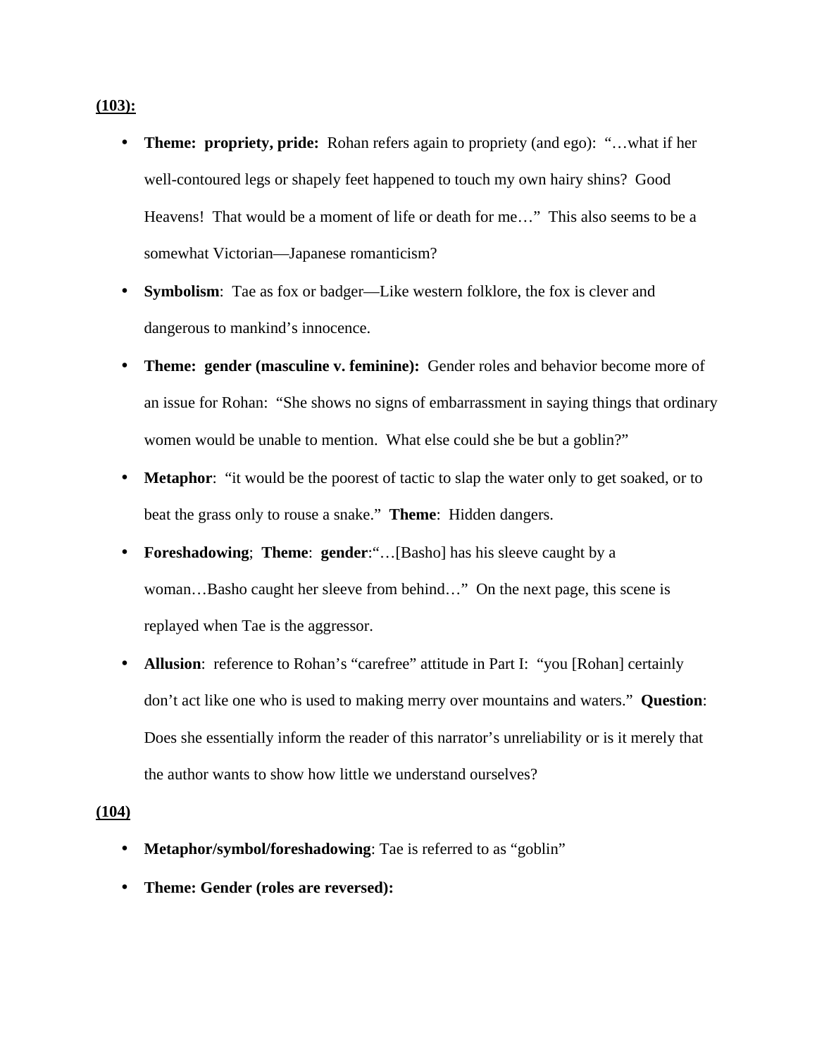**(103):**

- **Theme: propriety, pride:** Rohan refers again to propriety (and ego): "…what if her well-contoured legs or shapely feet happened to touch my own hairy shins? Good Heavens! That would be a moment of life or death for me…" This also seems to be a somewhat Victorian—Japanese romanticism?
- **Symbolism**: Tae as fox or badger—Like western folklore, the fox is clever and dangerous to mankind's innocence.
- **Theme: gender (masculine v. feminine):** Gender roles and behavior become more of an issue for Rohan: "She shows no signs of embarrassment in saying things that ordinary women would be unable to mention. What else could she be but a goblin?"
- **Metaphor**: "it would be the poorest of tactic to slap the water only to get soaked, or to beat the grass only to rouse a snake." **Theme**: Hidden dangers.
- **Foreshadowing**; **Theme**: **gender**:"…[Basho] has his sleeve caught by a woman…Basho caught her sleeve from behind…" On the next page, this scene is replayed when Tae is the aggressor.
- **Allusion**: reference to Rohan's "carefree" attitude in Part I: "you [Rohan] certainly don't act like one who is used to making merry over mountains and waters." **Question**: Does she essentially inform the reader of this narrator's unreliability or is it merely that the author wants to show how little we understand ourselves?

**(104)**

- **Metaphor/symbol/foreshadowing**: Tae is referred to as "goblin"
- **Theme: Gender (roles are reversed):**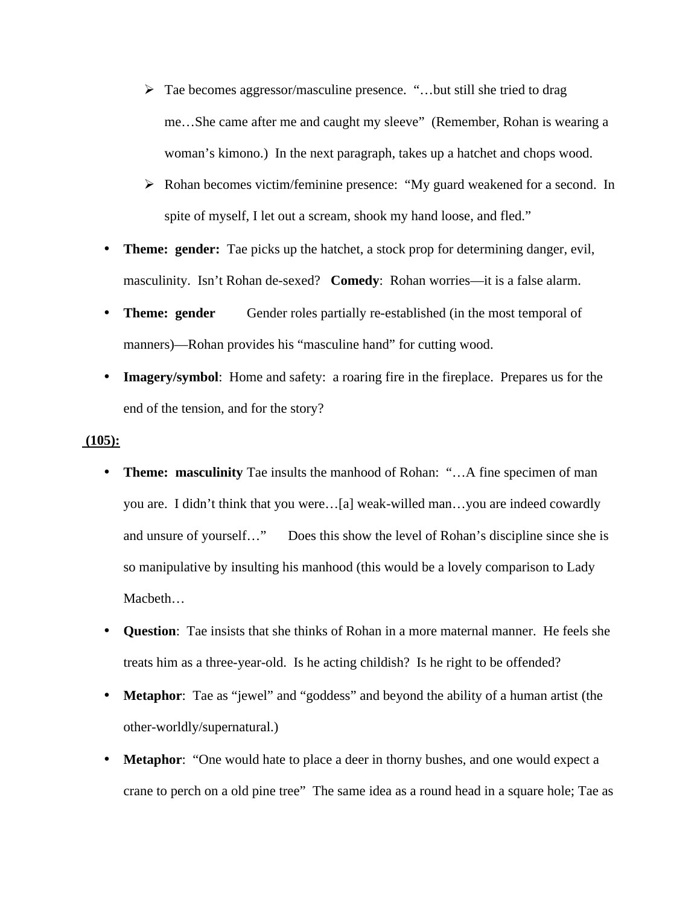- Tae becomes aggressor/masculine presence. "…but still she tried to drag me…She came after me and caught my sleeve" (Remember, Rohan is wearing a woman's kimono.) In the next paragraph, takes up a hatchet and chops wood.
  - Rohan becomes victim/feminine presence: "My guard weakened for a second. In spite of myself, I let out a scream, shook my hand loose, and fled."

- **Theme: gender:** Tae picks up the hatchet, a stock prop for determining danger, evil, masculinity. Isn't Rohan de-sexed? **Comedy**: Rohan worries—it is a false alarm.
- **Theme: gender** Gender roles partially re-established (in the most temporal of manners)—Rohan provides his "masculine hand" for cutting wood.
- **Imagery/symbol**: Home and safety: a roaring fire in the fireplace. Prepares us for the end of the tension, and for the story?

**(105):**

- **Theme: masculinity** Tae insults the manhood of Rohan: "…A fine specimen of man you are. I didn't think that you were…[a] weak-willed man…you are indeed cowardly and unsure of yourself…" Does this show the level of Rohan's discipline since she is so manipulative by insulting his manhood (this would be a lovely comparison to Lady Macbeth…
- **Question**: Tae insists that she thinks of Rohan in a more maternal manner. He feels she treats him as a three-year-old. Is he acting childish? Is he right to be offended?
- **Metaphor**: Tae as "jewel" and "goddess" and beyond the ability of a human artist (the other-worldly/supernatural.)
- **Metaphor**: "One would hate to place a deer in thorny bushes, and one would expect a crane to perch on a old pine tree" The same idea as a round head in a square hole; Tae as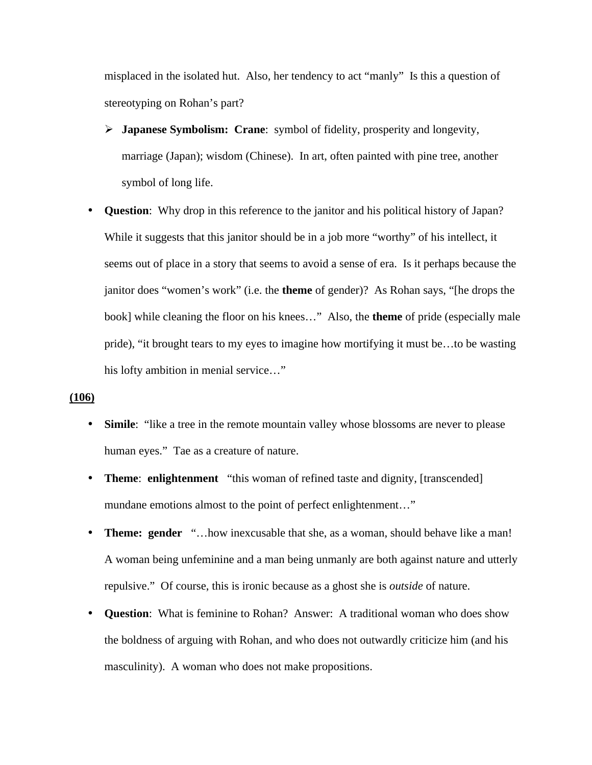misplaced in the isolated hut.  Also, her tendency to act "manly"  Is this a question of stereotyping on Rohan's part?

  - **Japanese Symbolism:  Crane**:  symbol of fidelity, prosperity and longevity, marriage (Japan); wisdom (Chinese).  In art, often painted with pine tree, another symbol of long life.

- **Question**:  Why drop in this reference to the janitor and his political history of Japan?  While it suggests that this janitor should be in a job more "worthy" of his intellect, it seems out of place in a story that seems to avoid a sense of era.  Is it perhaps because the janitor does "women's work" (i.e. the **theme** of gender)?  As Rohan says, "[he drops the book] while cleaning the floor on his knees…"  Also, the **theme** of pride (especially male pride), "it brought tears to my eyes to imagine how mortifying it must be…to be wasting his lofty ambition in menial service…"

**(106)**

- **Simile**:  "like a tree in the remote mountain valley whose blossoms are never to please human eyes."  Tae as a creature of nature.
- **Theme**:  **enlightenment**   "this woman of refined taste and dignity, [transcended] mundane emotions almost to the point of perfect enlightenment…"
- **Theme:  gender**   "…how inexcusable that she, as a woman, should behave like a man!  A woman being unfeminine and a man being unmanly are both against nature and utterly repulsive."  Of course, this is ironic because as a ghost she is *outside* of nature.
- **Question**:  What is feminine to Rohan?  Answer:  A traditional woman who does show the boldness of arguing with Rohan, and who does not outwardly criticize him (and his masculinity).  A woman who does not make propositions.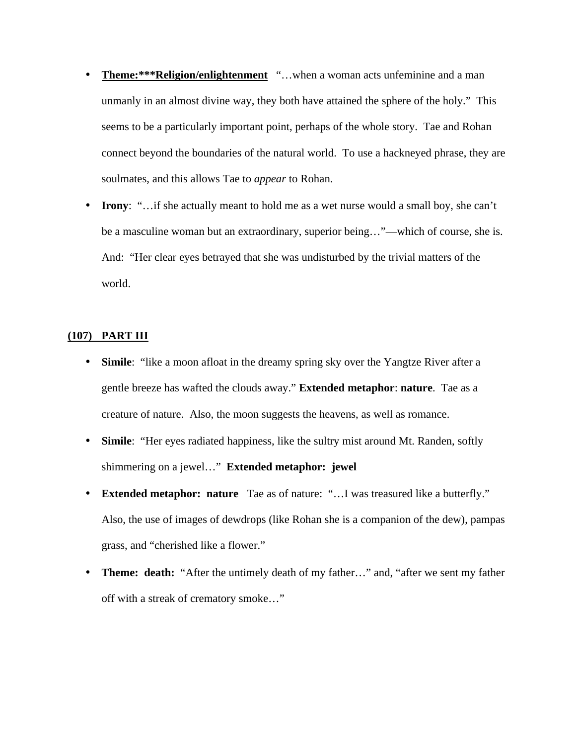- **Theme:\*\*\*Religion/enlightenment** "…when a woman acts unfeminine and a man unmanly in an almost divine way, they both have attained the sphere of the holy." This seems to be a particularly important point, perhaps of the whole story. Tae and Rohan connect beyond the boundaries of the natural world. To use a hackneyed phrase, they are soulmates, and this allows Tae to *appear* to Rohan.
- **Irony**: "…if she actually meant to hold me as a wet nurse would a small boy, she can't be a masculine woman but an extraordinary, superior being…"—which of course, she is. And: "Her clear eyes betrayed that she was undisturbed by the trivial matters of the world.

## (107) PART III

- **Simile**: "like a moon afloat in the dreamy spring sky over the Yangtze River after a gentle breeze has wafted the clouds away." **Extended metaphor**: **nature**. Tae as a creature of nature. Also, the moon suggests the heavens, as well as romance.
- **Simile**: "Her eyes radiated happiness, like the sultry mist around Mt. Randen, softly shimmering on a jewel…" **Extended metaphor: jewel**
- **Extended metaphor: nature** Tae as of nature: "…I was treasured like a butterfly." Also, the use of images of dewdrops (like Rohan she is a companion of the dew), pampas grass, and "cherished like a flower."
- **Theme: death:** "After the untimely death of my father…" and, "after we sent my father off with a streak of crematory smoke…"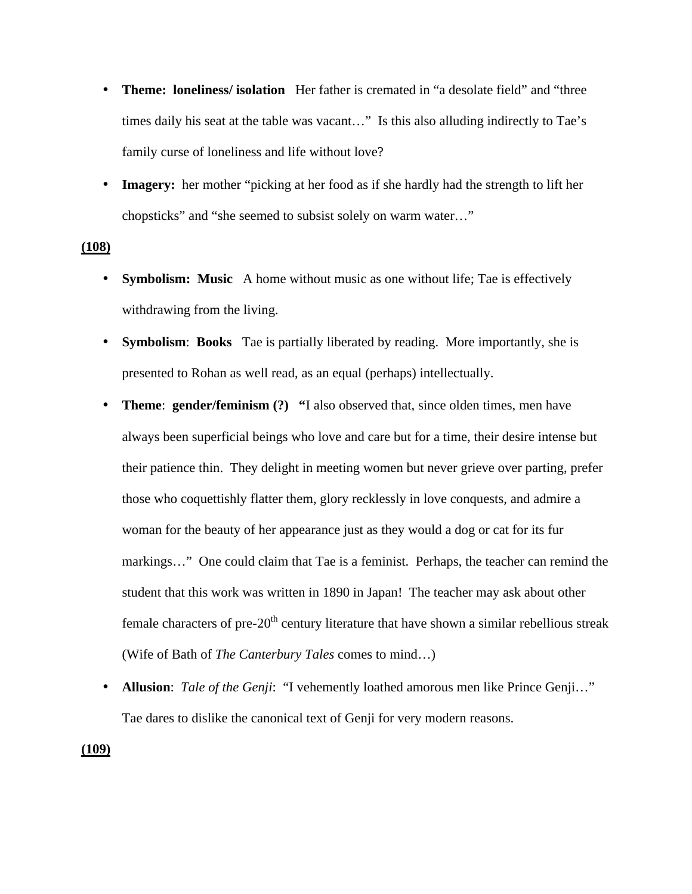- **Theme: loneliness/ isolation** Her father is cremated in "a desolate field" and "three times daily his seat at the table was vacant…" Is this also alluding indirectly to Tae's family curse of loneliness and life without love?
- **Imagery:** her mother "picking at her food as if she hardly had the strength to lift her chopsticks" and "she seemed to subsist solely on warm water…"

**(108)**

- **Symbolism: Music** A home without music as one without life; Tae is effectively withdrawing from the living.
- **Symbolism**: **Books** Tae is partially liberated by reading. More importantly, she is presented to Rohan as well read, as an equal (perhaps) intellectually.
- **Theme**: **gender/feminism (?) "**I also observed that, since olden times, men have always been superficial beings who love and care but for a time, their desire intense but their patience thin. They delight in meeting women but never grieve over parting, prefer those who coquettishly flatter them, glory recklessly in love conquests, and admire a woman for the beauty of her appearance just as they would a dog or cat for its fur markings…" One could claim that Tae is a feminist. Perhaps, the teacher can remind the student that this work was written in 1890 in Japan! The teacher may ask about other female characters of pre-20th century literature that have shown a similar rebellious streak (Wife of Bath of *The Canterbury Tales* comes to mind…)
- **Allusion**: *Tale of the Genji*: "I vehemently loathed amorous men like Prince Genji…" Tae dares to dislike the canonical text of Genji for very modern reasons.

**(109)**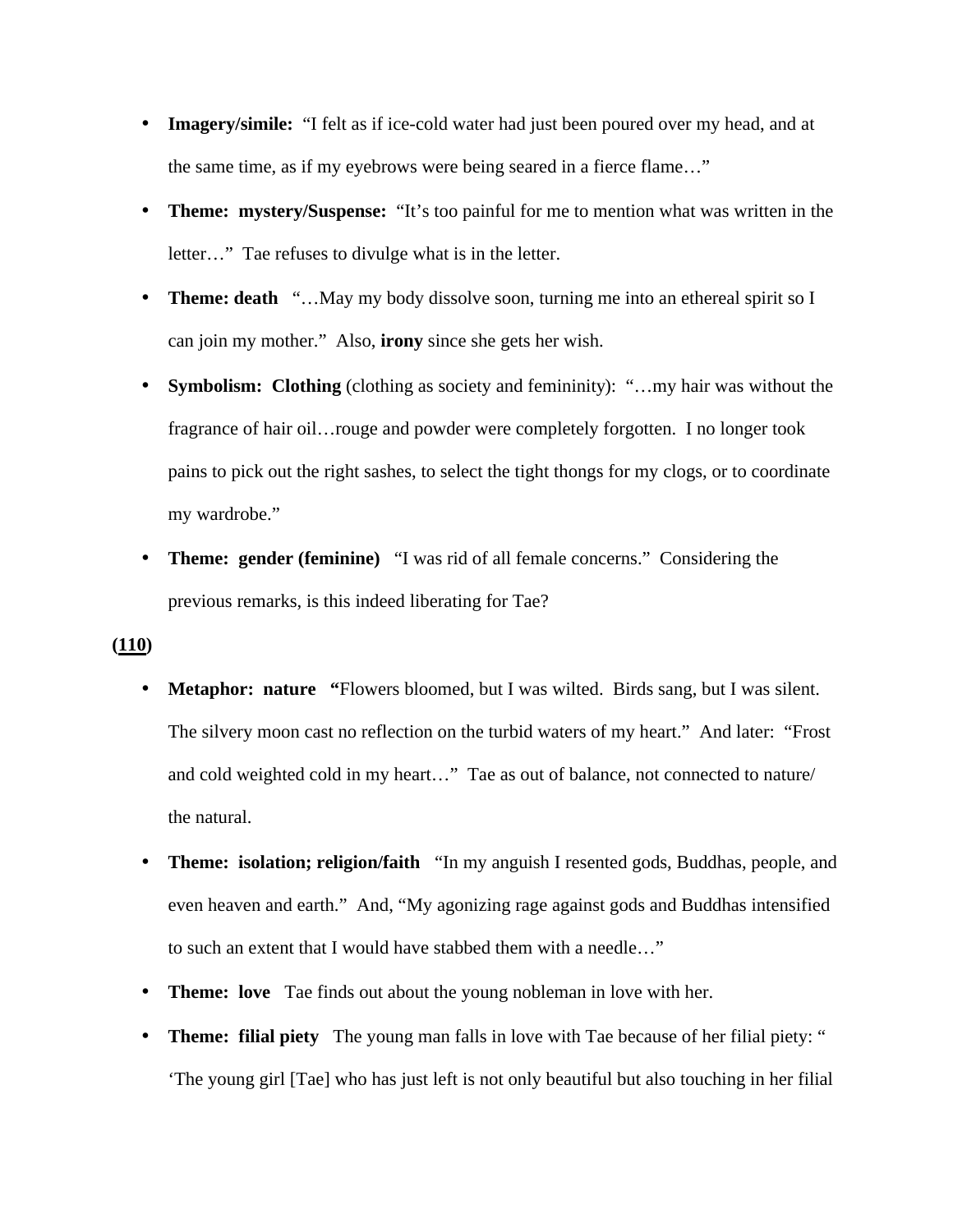- **Imagery/simile:** "I felt as if ice-cold water had just been poured over my head, and at the same time, as if my eyebrows were being seared in a fierce flame…"
- **Theme: mystery/Suspense:** "It's too painful for me to mention what was written in the letter…" Tae refuses to divulge what is in the letter.
- **Theme: death** "…May my body dissolve soon, turning me into an ethereal spirit so I can join my mother." Also, **irony** since she gets her wish.
- **Symbolism: Clothing** (clothing as society and femininity): "…my hair was without the fragrance of hair oil…rouge and powder were completely forgotten. I no longer took pains to pick out the right sashes, to select the tight thongs for my clogs, or to coordinate my wardrobe."
- **Theme: gender (feminine)** "I was rid of all female concerns." Considering the previous remarks, is this indeed liberating for Tae?

**(110)**

- **Metaphor: nature "**Flowers bloomed, but I was wilted. Birds sang, but I was silent. The silvery moon cast no reflection on the turbid waters of my heart." And later: "Frost and cold weighted cold in my heart…" Tae as out of balance, not connected to nature/ the natural.
- **Theme: isolation; religion/faith** "In my anguish I resented gods, Buddhas, people, and even heaven and earth." And, "My agonizing rage against gods and Buddhas intensified to such an extent that I would have stabbed them with a needle…"
- **Theme: love** Tae finds out about the young nobleman in love with her.
- **Theme: filial piety** The young man falls in love with Tae because of her filial piety: " 'The young girl [Tae] who has just left is not only beautiful but also touching in her filial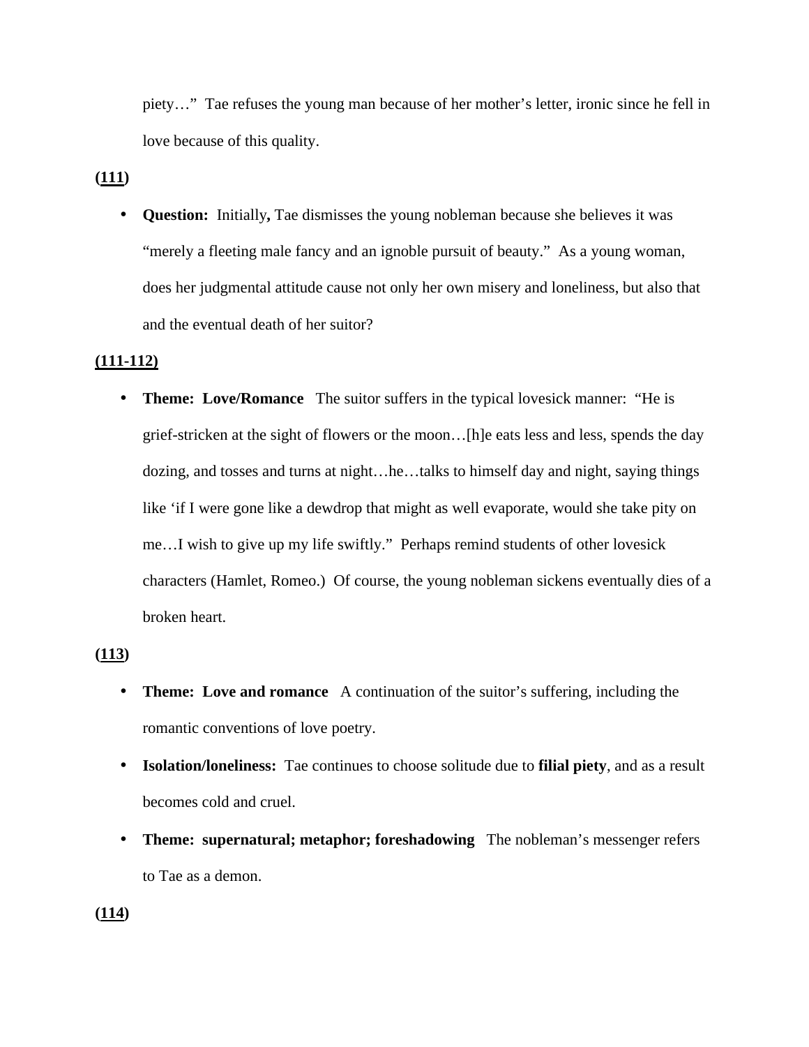piety…"  Tae refuses the young man because of her mother's letter, ironic since he fell in love because of this quality.

**(<u>111</u>)**

- **Question:** Initially**,** Tae dismisses the young nobleman because she believes it was "merely a fleeting male fancy and an ignoble pursuit of beauty."  As a young woman, does her judgmental attitude cause not only her own misery and loneliness, but also that and the eventual death of her suitor?

**(<u>111-112)</u>**

- **Theme:  Love/Romance**   The suitor suffers in the typical lovesick manner:  "He is grief-stricken at the sight of flowers or the moon…[h]e eats less and less, spends the day dozing, and tosses and turns at night…he…talks to himself day and night, saying things like 'if I were gone like a dewdrop that might as well evaporate, would she take pity on me…I wish to give up my life swiftly."  Perhaps remind students of other lovesick characters (Hamlet, Romeo.)  Of course, the young nobleman sickens eventually dies of a broken heart.

**(<u>113</u>)**

- **Theme:  Love and romance**   A continuation of the suitor's suffering, including the romantic conventions of love poetry.
- **Isolation/loneliness:**  Tae continues to choose solitude due to **filial piety**, and as a result becomes cold and cruel.
- **Theme:  supernatural; metaphor; foreshadowing**   The nobleman's messenger refers to Tae as a demon.

**(<u>114</u>)**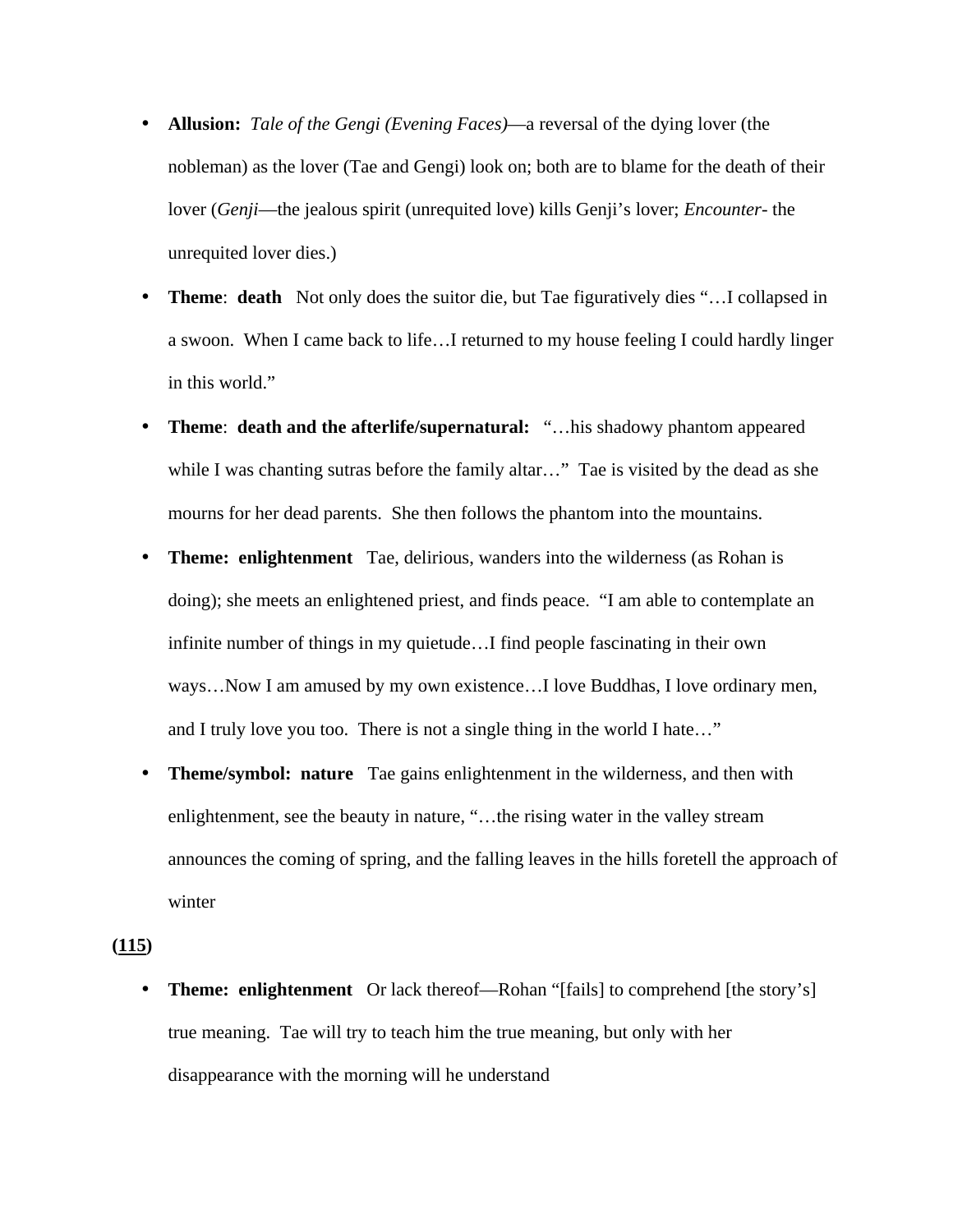- **Allusion:** *Tale of the Gengi (Evening Faces)*—a reversal of the dying lover (the nobleman) as the lover (Tae and Gengi) look on; both are to blame for the death of their lover (*Genji*—the jealous spirit (unrequited love) kills Genji's lover; *Encounter*- the unrequited lover dies.)
- **Theme**: **death** Not only does the suitor die, but Tae figuratively dies "…I collapsed in a swoon. When I came back to life…I returned to my house feeling I could hardly linger in this world."
- **Theme**: **death and the afterlife/supernatural:** "…his shadowy phantom appeared while I was chanting sutras before the family altar…" Tae is visited by the dead as she mourns for her dead parents. She then follows the phantom into the mountains.
- **Theme: enlightenment** Tae, delirious, wanders into the wilderness (as Rohan is doing); she meets an enlightened priest, and finds peace. "I am able to contemplate an infinite number of things in my quietude…I find people fascinating in their own ways…Now I am amused by my own existence…I love Buddhas, I love ordinary men, and I truly love you too. There is not a single thing in the world I hate…"
- **Theme/symbol: nature** Tae gains enlightenment in the wilderness, and then with enlightenment, see the beauty in nature, "…the rising water in the valley stream announces the coming of spring, and the falling leaves in the hills foretell the approach of winter

**(<u>115</u>)**

- **Theme: enlightenment** Or lack thereof—Rohan "[fails] to comprehend [the story's] true meaning. Tae will try to teach him the true meaning, but only with her disappearance with the morning will he understand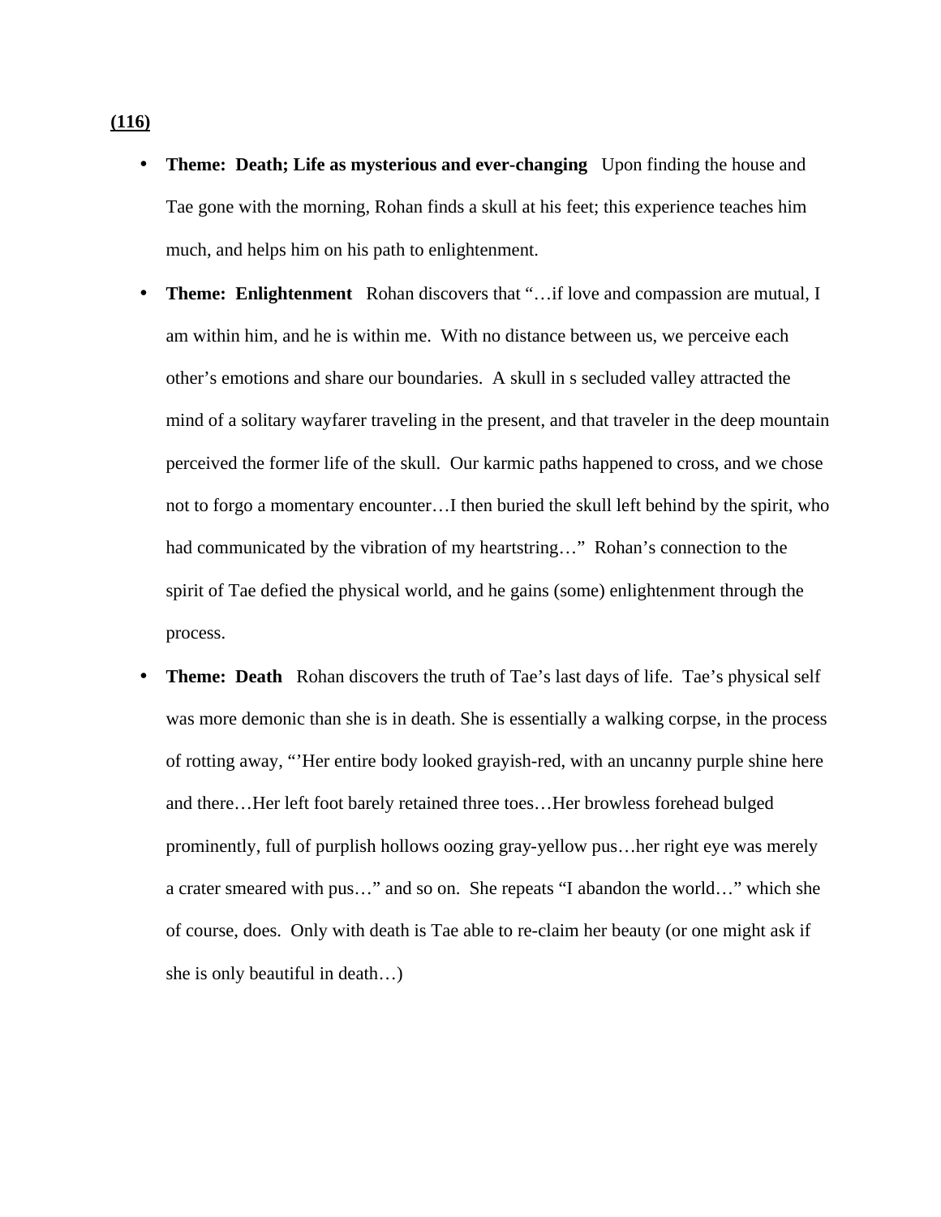**(116)**

- **Theme: Death; Life as mysterious and ever-changing** Upon finding the house and Tae gone with the morning, Rohan finds a skull at his feet; this experience teaches him much, and helps him on his path to enlightenment.
- **Theme: Enlightenment** Rohan discovers that "…if love and compassion are mutual, I am within him, and he is within me. With no distance between us, we perceive each other's emotions and share our boundaries. A skull in s secluded valley attracted the mind of a solitary wayfarer traveling in the present, and that traveler in the deep mountain perceived the former life of the skull. Our karmic paths happened to cross, and we chose not to forgo a momentary encounter…I then buried the skull left behind by the spirit, who had communicated by the vibration of my heartstring…" Rohan's connection to the spirit of Tae defied the physical world, and he gains (some) enlightenment through the process.
- **Theme: Death** Rohan discovers the truth of Tae's last days of life. Tae's physical self was more demonic than she is in death. She is essentially a walking corpse, in the process of rotting away, "'Her entire body looked grayish-red, with an uncanny purple shine here and there…Her left foot barely retained three toes…Her browless forehead bulged prominently, full of purplish hollows oozing gray-yellow pus…her right eye was merely a crater smeared with pus…" and so on. She repeats "I abandon the world…" which she of course, does. Only with death is Tae able to re-claim her beauty (or one might ask if she is only beautiful in death…)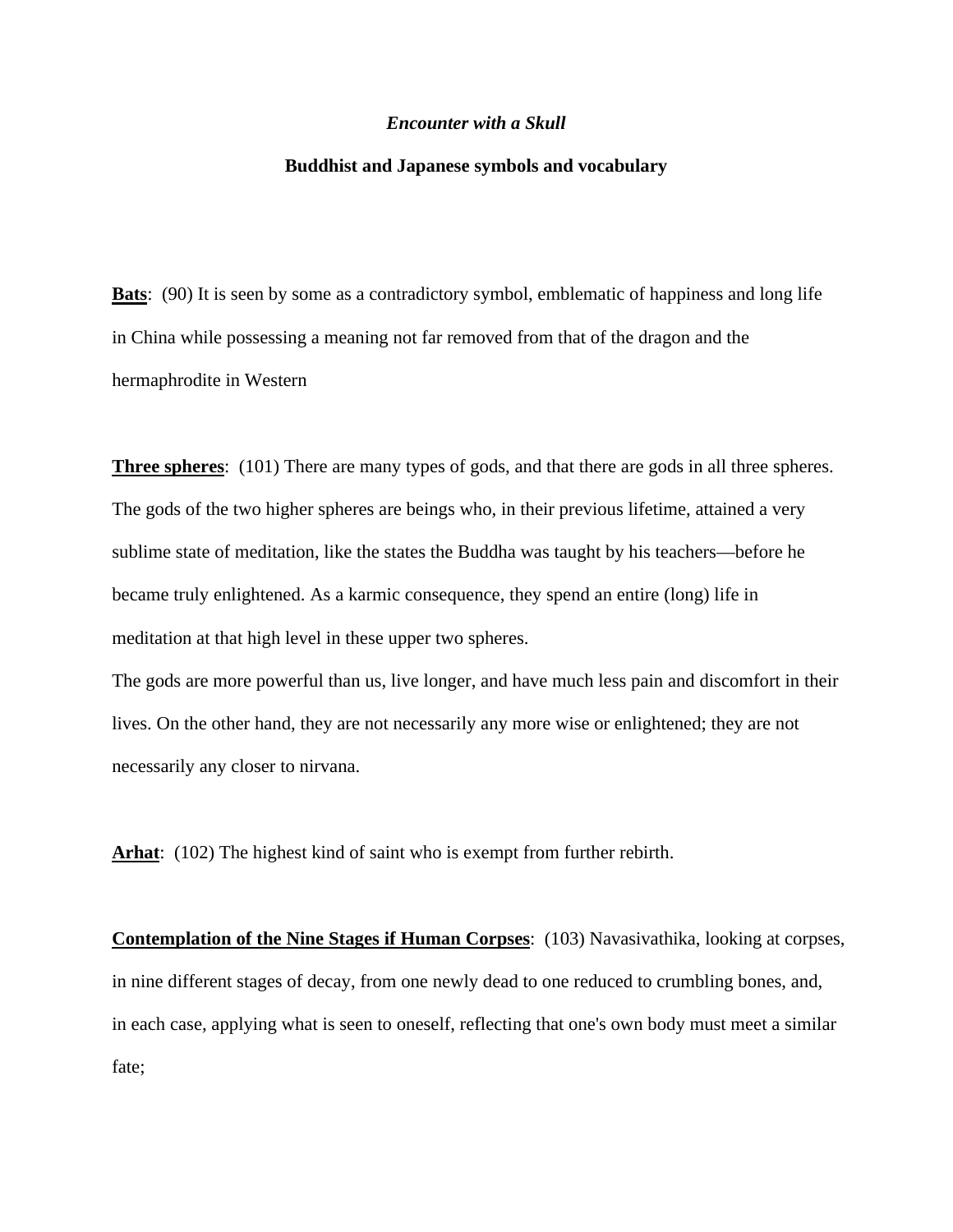*Encounter with a Skull*

**Buddhist and Japanese symbols and vocabulary**

**Bats**: (90) It is seen by some as a contradictory symbol, emblematic of happiness and long life in China while possessing a meaning not far removed from that of the dragon and the hermaphrodite in Western

**Three spheres**: (101) There are many types of gods, and that there are gods in all three spheres. The gods of the two higher spheres are beings who, in their previous lifetime, attained a very sublime state of meditation, like the states the Buddha was taught by his teachers—before he became truly enlightened. As a karmic consequence, they spend an entire (long) life in meditation at that high level in these upper two spheres.
The gods are more powerful than us, live longer, and have much less pain and discomfort in their lives. On the other hand, they are not necessarily any more wise or enlightened; they are not necessarily any closer to nirvana.

**Arhat**: (102) The highest kind of saint who is exempt from further rebirth.

**Contemplation of the Nine Stages if Human Corpses**: (103) Navasivathika, looking at corpses, in nine different stages of decay, from one newly dead to one reduced to crumbling bones, and, in each case, applying what is seen to oneself, reflecting that one's own body must meet a similar fate;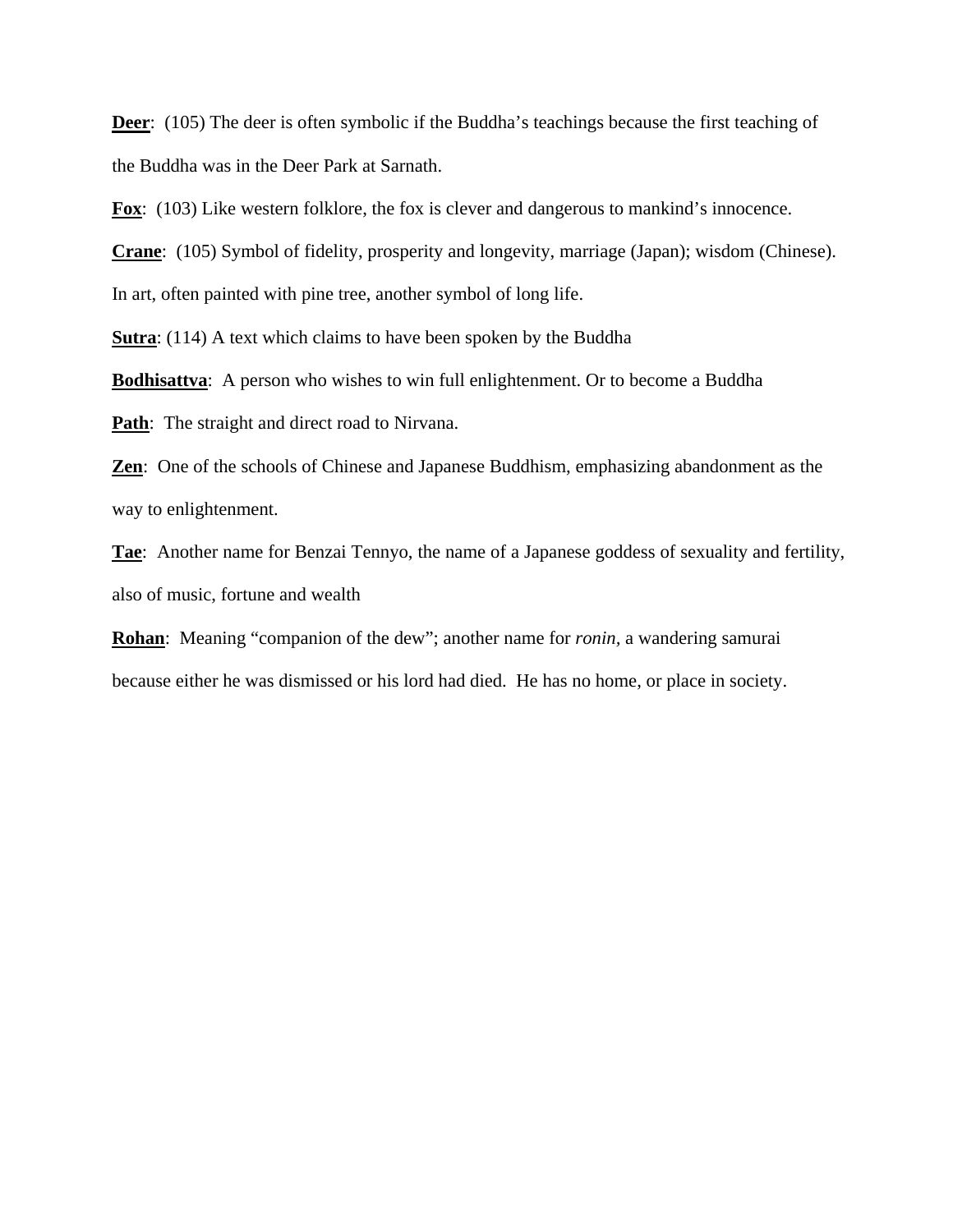**Deer**: (105) The deer is often symbolic if the Buddha's teachings because the first teaching of the Buddha was in the Deer Park at Sarnath.

**Fox**: (103) Like western folklore, the fox is clever and dangerous to mankind's innocence.

**Crane**: (105) Symbol of fidelity, prosperity and longevity, marriage (Japan); wisdom (Chinese). In art, often painted with pine tree, another symbol of long life.

**Sutra**: (114) A text which claims to have been spoken by the Buddha

**Bodhisattva**: A person who wishes to win full enlightenment. Or to become a Buddha

**Path**: The straight and direct road to Nirvana.

**Zen**: One of the schools of Chinese and Japanese Buddhism, emphasizing abandonment as the way to enlightenment.

**Tae**: Another name for Benzai Tennyo, the name of a Japanese goddess of sexuality and fertility, also of music, fortune and wealth

**Rohan**: Meaning "companion of the dew"; another name for *ronin*, a wandering samurai because either he was dismissed or his lord had died. He has no home, or place in society.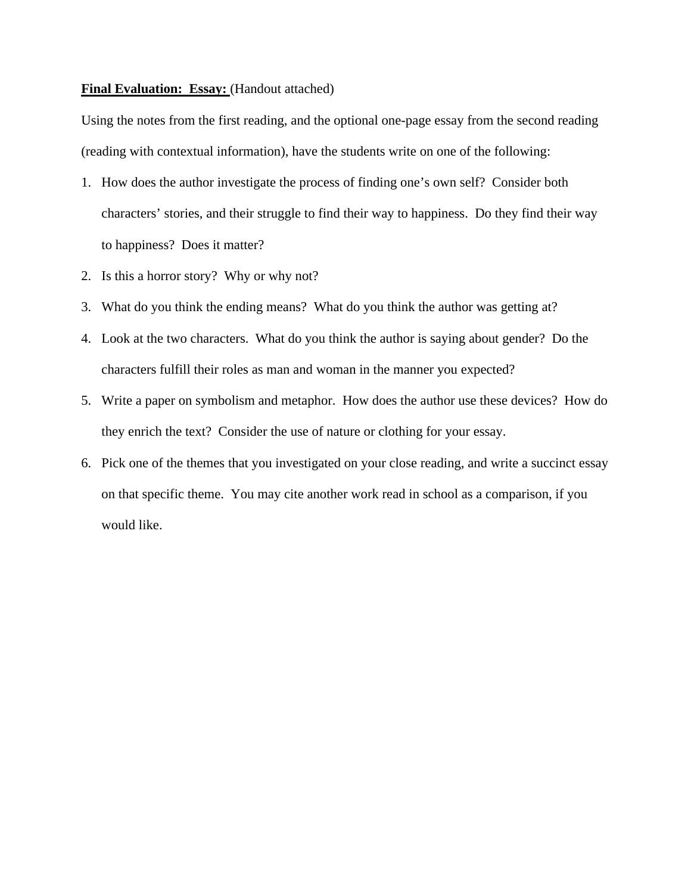**<u>Final Evaluation: Essay:</u>** (Handout attached)

Using the notes from the first reading, and the optional one-page essay from the second reading (reading with contextual information), have the students write on one of the following:

1. How does the author investigate the process of finding one's own self? Consider both characters' stories, and their struggle to find their way to happiness. Do they find their way to happiness? Does it matter?
2. Is this a horror story? Why or why not?
3. What do you think the ending means? What do you think the author was getting at?
4. Look at the two characters. What do you think the author is saying about gender? Do the characters fulfill their roles as man and woman in the manner you expected?
5. Write a paper on symbolism and metaphor. How does the author use these devices? How do they enrich the text? Consider the use of nature or clothing for your essay.
6. Pick one of the themes that you investigated on your close reading, and write a succinct essay on that specific theme. You may cite another work read in school as a comparison, if you would like.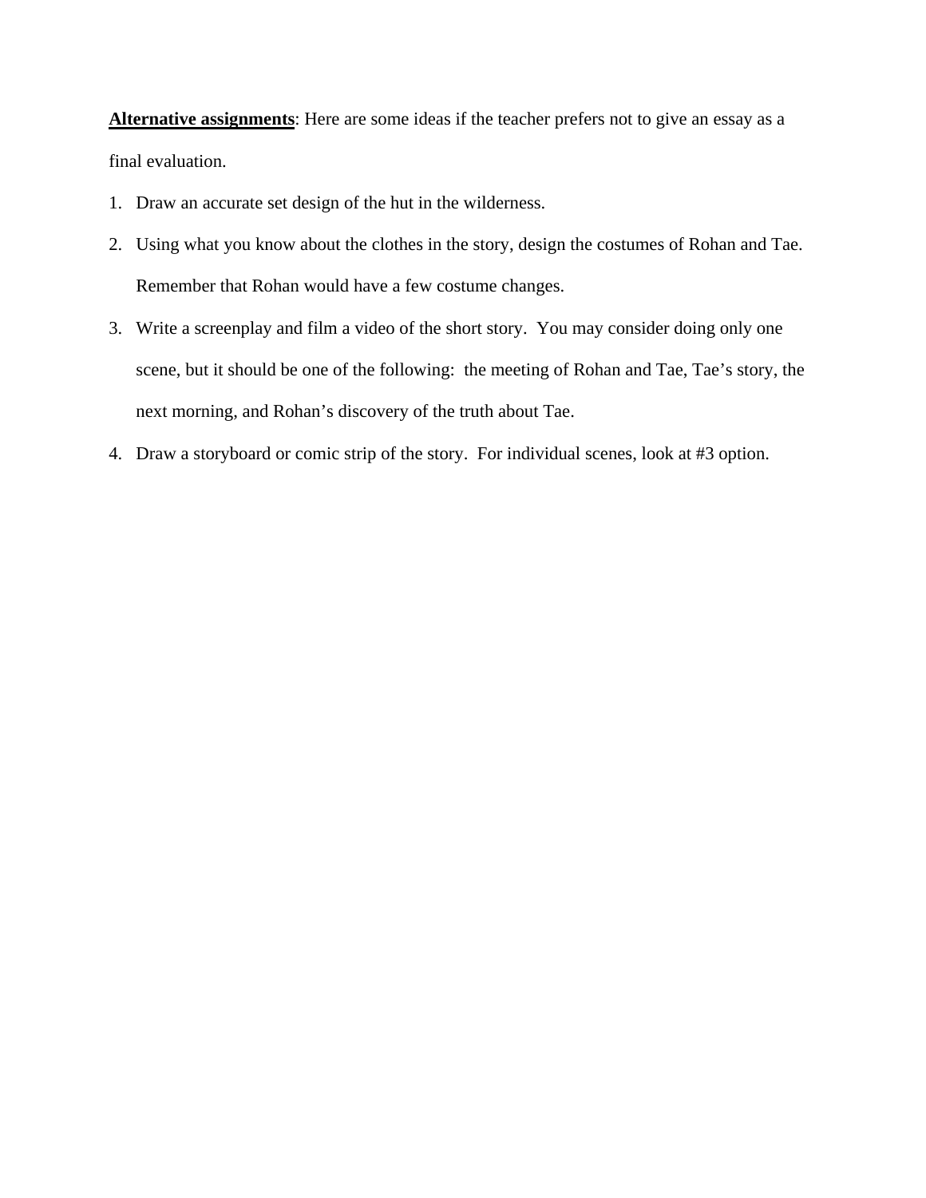**<u>Alternative assignments</u>**: Here are some ideas if the teacher prefers not to give an essay as a final evaluation.

1. Draw an accurate set design of the hut in the wilderness.
2. Using what you know about the clothes in the story, design the costumes of Rohan and Tae. Remember that Rohan would have a few costume changes.
3. Write a screenplay and film a video of the short story. You may consider doing only one scene, but it should be one of the following: the meeting of Rohan and Tae, Tae's story, the next morning, and Rohan's discovery of the truth about Tae.
4. Draw a storyboard or comic strip of the story. For individual scenes, look at #3 option.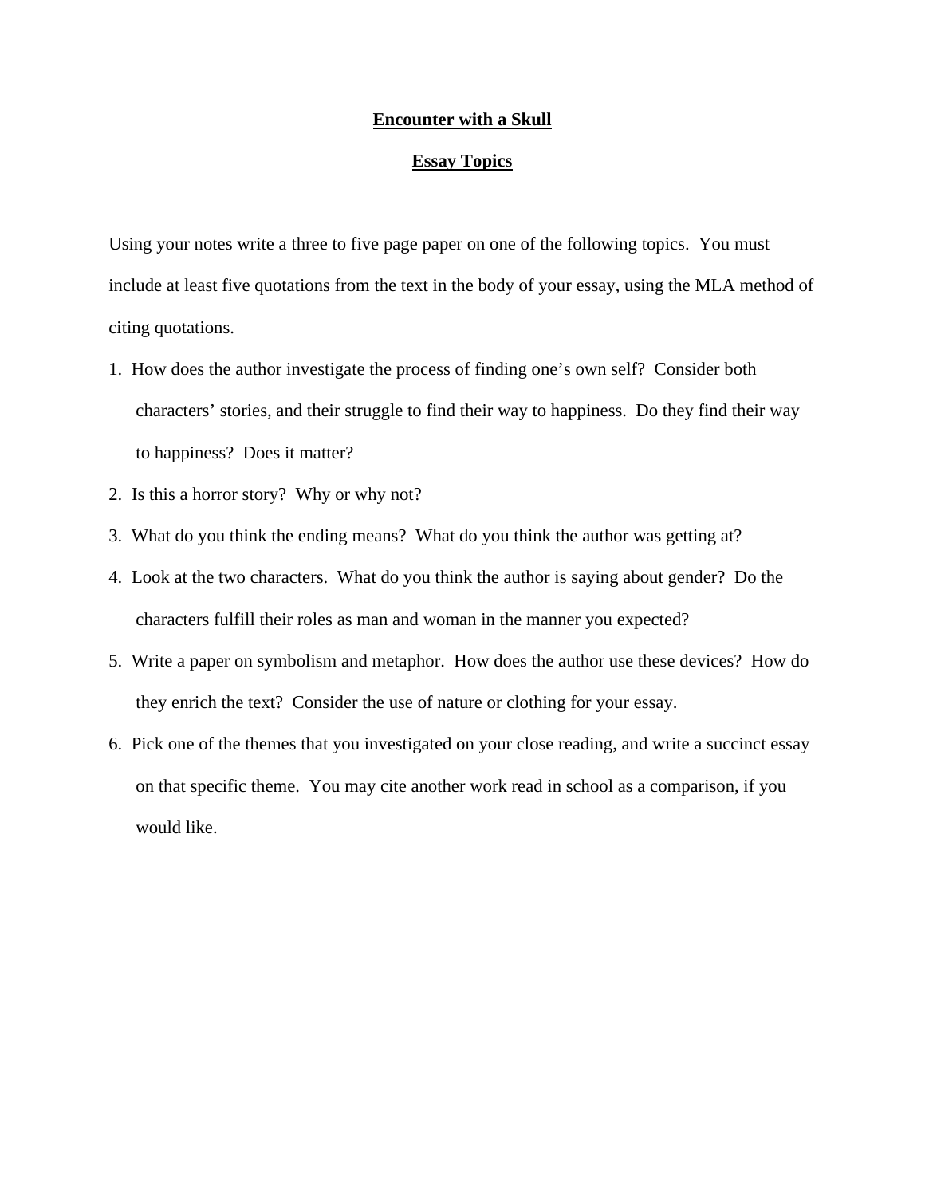# **Encounter with a Skull**

## **Essay Topics**

Using your notes write a three to five page paper on one of the following topics. You must include at least five quotations from the text in the body of your essay, using the MLA method of citing quotations.

1. How does the author investigate the process of finding one's own self? Consider both characters' stories, and their struggle to find their way to happiness. Do they find their way to happiness? Does it matter?
2. Is this a horror story? Why or why not?
3. What do you think the ending means? What do you think the author was getting at?
4. Look at the two characters. What do you think the author is saying about gender? Do the characters fulfill their roles as man and woman in the manner you expected?
5. Write a paper on symbolism and metaphor. How does the author use these devices? How do they enrich the text? Consider the use of nature or clothing for your essay.
6. Pick one of the themes that you investigated on your close reading, and write a succinct essay on that specific theme. You may cite another work read in school as a comparison, if you would like.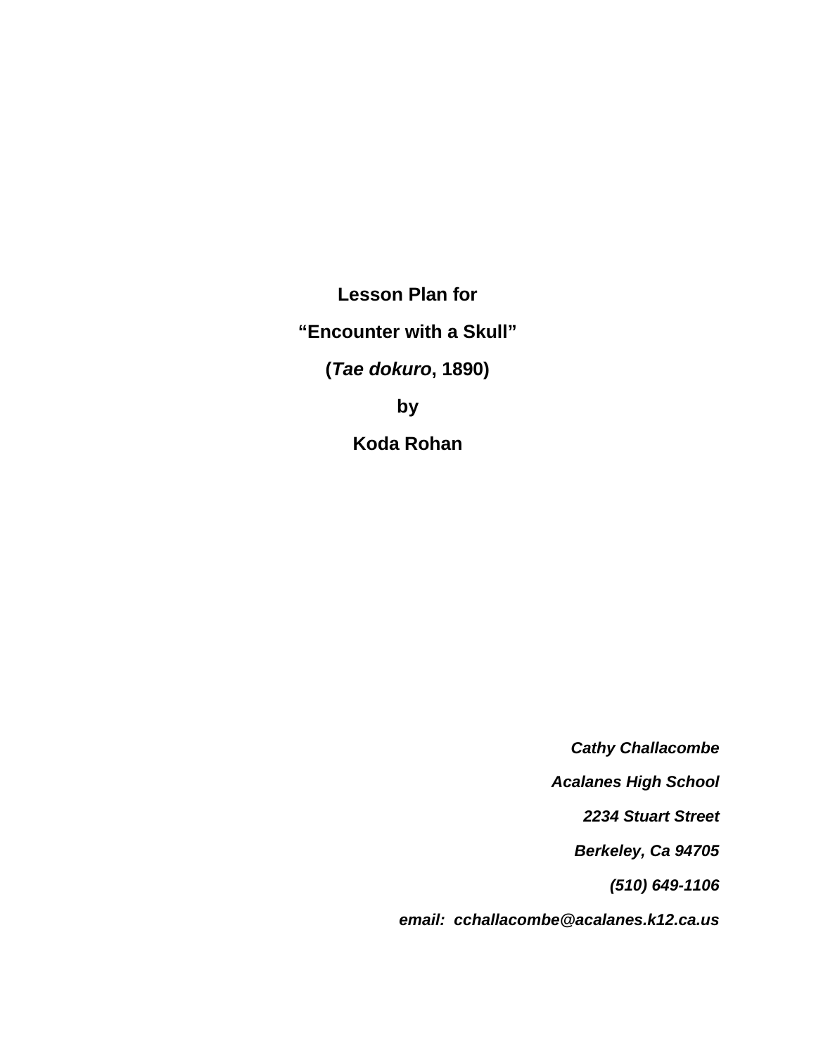**Lesson Plan for**

**“Encounter with a Skull”**

**(*Tae dokuro*, 1890)**

**by**

**Koda Rohan**

***Cathy Challacombe***

***Acalanes High School***

***2234 Stuart Street***

***Berkeley, Ca 94705***

***(510) 649-1106***

***email: cchallacombe@acalanes.k12.ca.us***